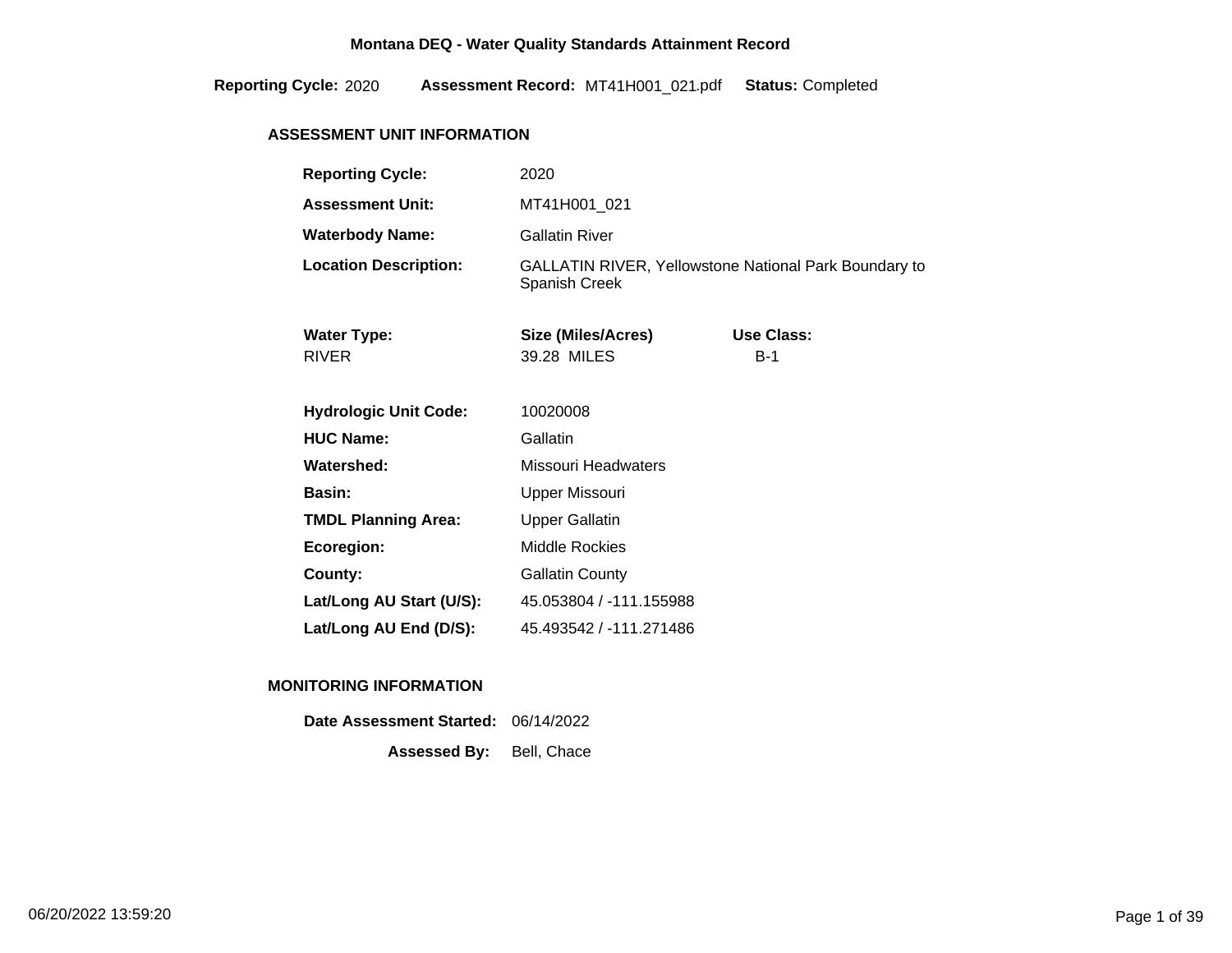# Montana DEQ - Water Quality Standards Attainment Record

**Reporting Cycle:** 2020  **Assessment Record:** MT41H001_021.pdf  **Status:** Completed

## ASSESSMENT UNIT INFORMATION

**Reporting Cycle:** 2020

**Assessment Unit:** MT41H001_021

**Waterbody Name:** Gallatin River

**Location Description:** GALLATIN RIVER, Yellowstone National Park Boundary to Spanish Creek

| Water Type: | Size (Miles/Acres) | Use Class: |
| --- | --- | --- |
| RIVER | 39.28 MILES | B-1 |

**Hydrologic Unit Code:** 10020008

**HUC Name:** Gallatin

**Watershed:** Missouri Headwaters

**Basin:** Upper Missouri

**TMDL Planning Area:** Upper Gallatin

**Ecoregion:** Middle Rockies

**County:** Gallatin County

**Lat/Long AU Start (U/S):** 45.053804 / -111.155988

**Lat/Long AU End (D/S):** 45.493542 / -111.271486

## MONITORING INFORMATION

**Date Assessment Started:** 06/14/2022

**Assessed By:** Bell, Chace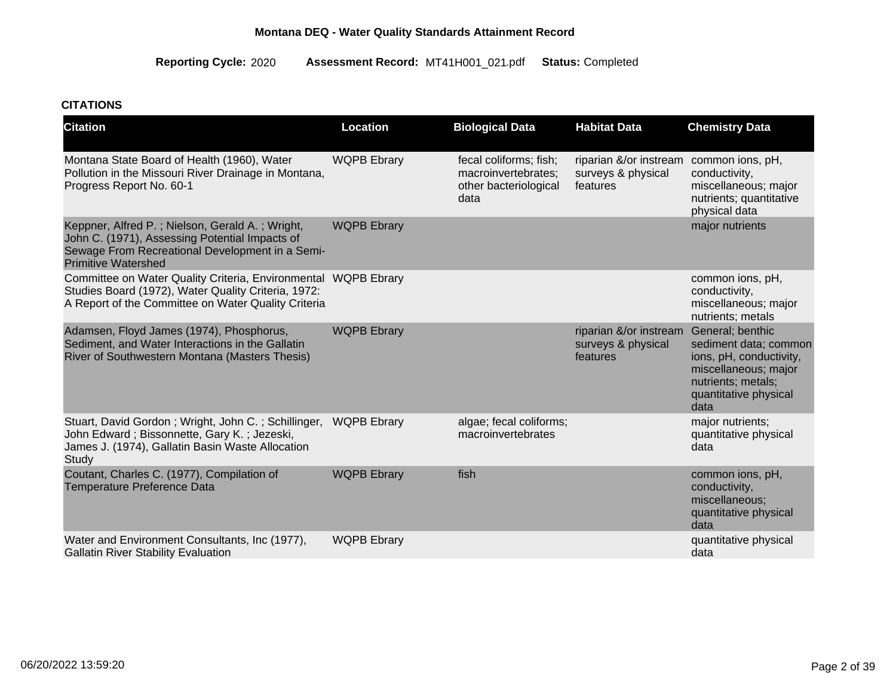**Montana DEQ - Water Quality Standards Attainment Record**

**Reporting Cycle:** 2020 **Assessment Record:** MT41H001_021.pdf **Status:** Completed

### CITATIONS

| Citation | Location | Biological Data | Habitat Data | Chemistry Data |
|---|---|---|---|---|
| Montana State Board of Health (1960), Water Pollution in the Missouri River Drainage in Montana, Progress Report No. 60-1 | WQPB Ebrary | fecal coliforms; fish; macroinvertebrates; other bacteriological data | riparian &/or instream surveys & physical features | common ions, pH, conductivity, miscellaneous; major nutrients; quantitative physical data |
| Keppner, Alfred P. ; Nielson, Gerald A. ; Wright, John C. (1971), Assessing Potential Impacts of Sewage From Recreational Development in a Semi-Primitive Watershed | WQPB Ebrary | | | major nutrients |
| Committee on Water Quality Criteria, Environmental Studies Board (1972), Water Quality Criteria, 1972: A Report of the Committee on Water Quality Criteria | WQPB Ebrary | | | common ions, pH, conductivity, miscellaneous; major nutrients; metals |
| Adamsen, Floyd James (1974), Phosphorus, Sediment, and Water Interactions in the Gallatin River of Southwestern Montana (Masters Thesis) | WQPB Ebrary | | riparian &/or instream surveys & physical features | General; benthic sediment data; common ions, pH, conductivity, miscellaneous; major nutrients; metals; quantitative physical data |
| Stuart, David Gordon ; Wright, John C. ; Schillinger, John Edward ; Bissonnette, Gary K. ; Jezeski, James J. (1974), Gallatin Basin Waste Allocation Study | WQPB Ebrary | algae; fecal coliforms; macroinvertebrates | | major nutrients; quantitative physical data |
| Coutant, Charles C. (1977), Compilation of Temperature Preference Data | WQPB Ebrary | fish | | common ions, pH, conductivity, miscellaneous; quantitative physical data |
| Water and Environment Consultants, Inc (1977), Gallatin River Stability Evaluation | WQPB Ebrary | | | quantitative physical data |

06/20/2022 13:59:20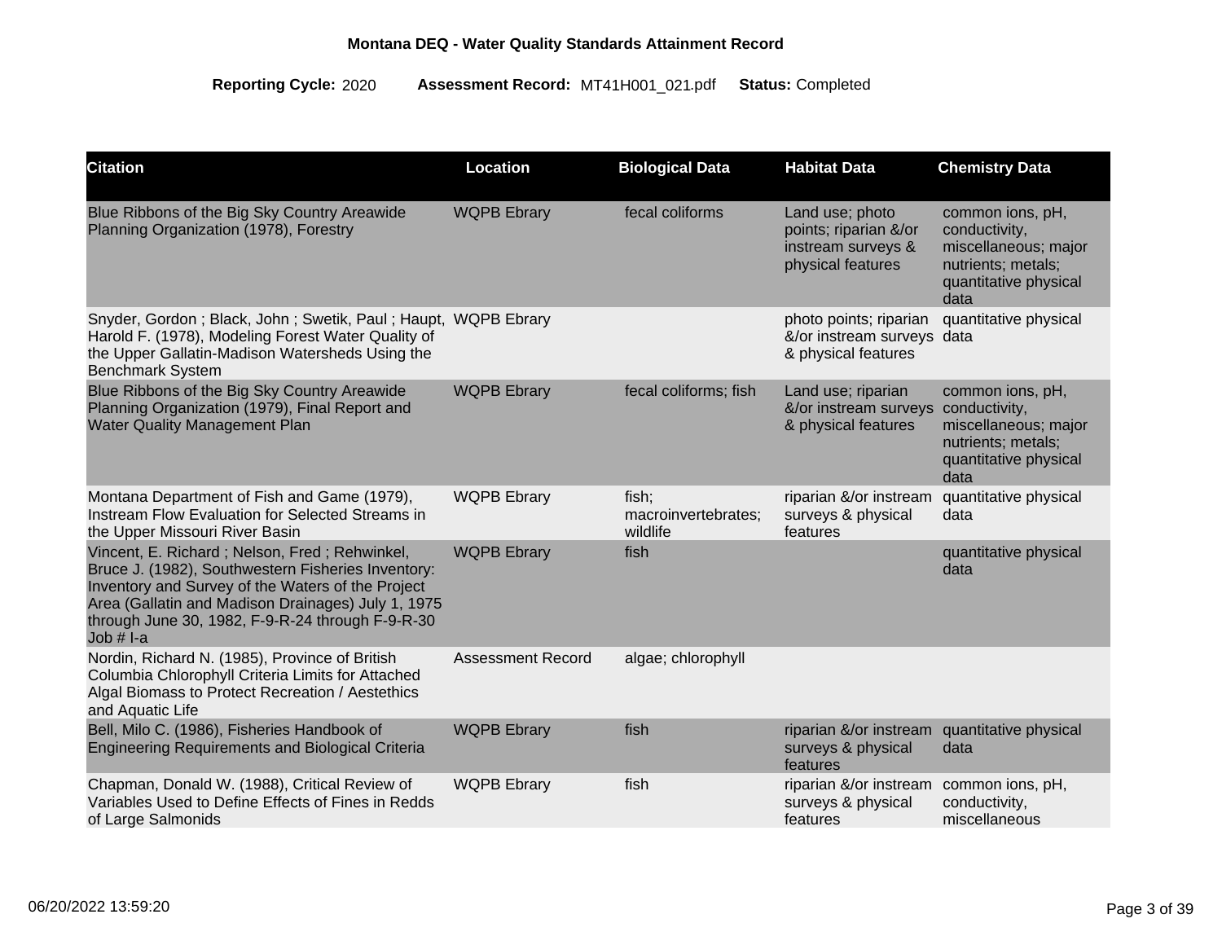**Montana DEQ - Water Quality Standards Attainment Record**

**Reporting Cycle:** 2020 **Assessment Record:** MT41H001_021.pdf **Status:** Completed

| Citation | Location | Biological Data | Habitat Data | Chemistry Data |
|---|---|---|---|---|
| Blue Ribbons of the Big Sky Country Areawide Planning Organization (1978), Forestry | WQPB Ebrary | fecal coliforms | Land use; photo points; riparian &/or instream surveys & physical features | common ions, pH, conductivity, miscellaneous; major nutrients; metals; quantitative physical data |
| Snyder, Gordon ; Black, John ; Swetik, Paul ; Haupt, Harold F. (1978), Modeling Forest Water Quality of the Upper Gallatin-Madison Watersheds Using the Benchmark System | WQPB Ebrary | | photo points; riparian &/or instream surveys & physical features | quantitative physical data |
| Blue Ribbons of the Big Sky Country Areawide Planning Organization (1979), Final Report and Water Quality Management Plan | WQPB Ebrary | fecal coliforms; fish | Land use; riparian &/or instream surveys & physical features | common ions, pH, conductivity, miscellaneous; major nutrients; metals; quantitative physical data |
| Montana Department of Fish and Game (1979), Instream Flow Evaluation for Selected Streams in the Upper Missouri River Basin | WQPB Ebrary | fish; macroinvertebrates; wildlife | riparian &/or instream surveys & physical features | quantitative physical data |
| Vincent, E. Richard ; Nelson, Fred ; Rehwinkel, Bruce J. (1982), Southwestern Fisheries Inventory: Inventory and Survey of the Waters of the Project Area (Gallatin and Madison Drainages) July 1, 1975 through June 30, 1982, F-9-R-24 through F-9-R-30 Job # I-a | WQPB Ebrary | fish | | quantitative physical data |
| Nordin, Richard N. (1985), Province of British Columbia Chlorophyll Criteria Limits for Attached Algal Biomass to Protect Recreation / Aestethics and Aquatic Life | Assessment Record | algae; chlorophyll | | |
| Bell, Milo C. (1986), Fisheries Handbook of Engineering Requirements and Biological Criteria | WQPB Ebrary | fish | riparian &/or instream surveys & physical features | quantitative physical data |
| Chapman, Donald W. (1988), Critical Review of Variables Used to Define Effects of Fines in Redds of Large Salmonids | WQPB Ebrary | fish | riparian &/or instream surveys & physical features | common ions, pH, conductivity, miscellaneous |

06/20/2022 13:59:20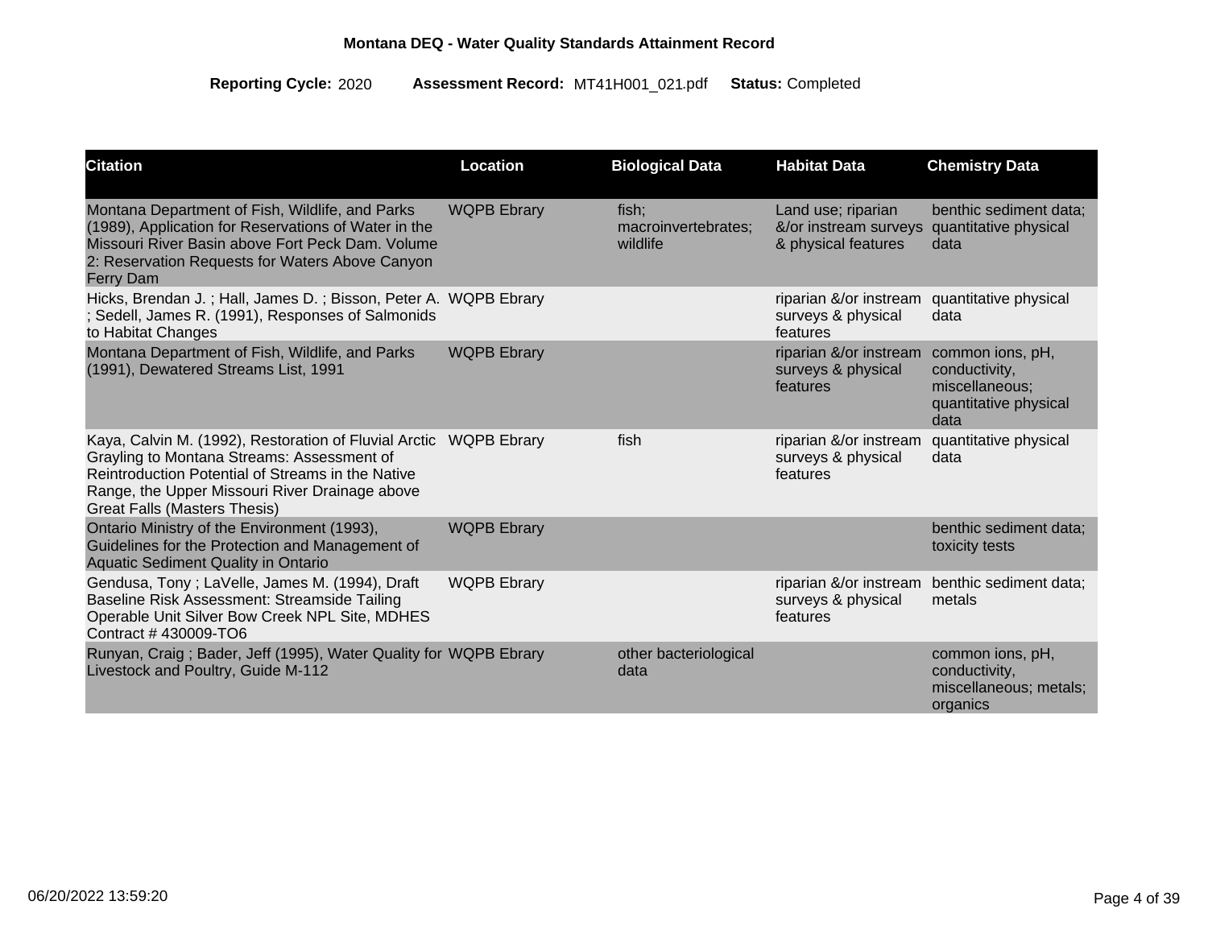**Montana DEQ - Water Quality Standards Attainment Record**

**Reporting Cycle:** 2020 **Assessment Record:** MT41H001_021.pdf **Status:** Completed

| Citation | Location | Biological Data | Habitat Data | Chemistry Data |
|---|---|---|---|---|
| Montana Department of Fish, Wildlife, and Parks (1989), Application for Reservations of Water in the Missouri River Basin above Fort Peck Dam. Volume 2: Reservation Requests for Waters Above Canyon Ferry Dam | WQPB Ebrary | fish; macroinvertebrates; wildlife | Land use; riparian &/or instream surveys & physical features | benthic sediment data; quantitative physical data |
| Hicks, Brendan J. ; Hall, James D. ; Bisson, Peter A. ; Sedell, James R. (1991), Responses of Salmonids to Habitat Changes | WQPB Ebrary | | riparian &/or instream surveys & physical features | quantitative physical data |
| Montana Department of Fish, Wildlife, and Parks (1991), Dewatered Streams List, 1991 | WQPB Ebrary | | riparian &/or instream surveys & physical features | common ions, pH, conductivity, miscellaneous; quantitative physical data |
| Kaya, Calvin M. (1992), Restoration of Fluvial Arctic Grayling to Montana Streams: Assessment of Reintroduction Potential of Streams in the Native Range, the Upper Missouri River Drainage above Great Falls (Masters Thesis) | WQPB Ebrary | fish | riparian &/or instream surveys & physical features | quantitative physical data |
| Ontario Ministry of the Environment (1993), Guidelines for the Protection and Management of Aquatic Sediment Quality in Ontario | WQPB Ebrary | | | benthic sediment data; toxicity tests |
| Gendusa, Tony ; LaVelle, James M. (1994), Draft Baseline Risk Assessment: Streamside Tailing Operable Unit Silver Bow Creek NPL Site, MDHES Contract # 430009-TO6 | WQPB Ebrary | | riparian &/or instream surveys & physical features | benthic sediment data; metals |
| Runyan, Craig ; Bader, Jeff (1995), Water Quality for Livestock and Poultry, Guide M-112 | WQPB Ebrary | other bacteriological data | | common ions, pH, conductivity, miscellaneous; metals; organics |

06/20/2022 13:59:20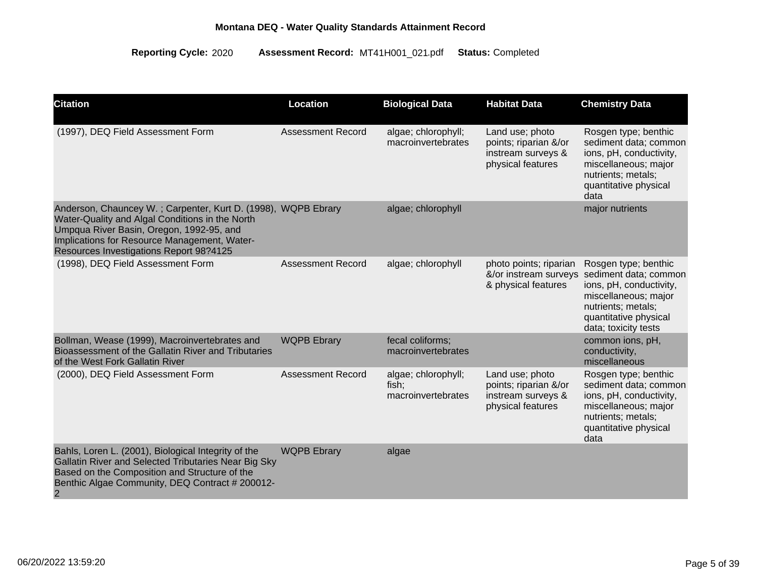**Montana DEQ - Water Quality Standards Attainment Record**

**Reporting Cycle:** 2020 **Assessment Record:** MT41H001_021.pdf **Status:** Completed

| Citation | Location | Biological Data | Habitat Data | Chemistry Data |
|---|---|---|---|---|
| (1997), DEQ Field Assessment Form | Assessment Record | algae; chlorophyll; macroinvertebrates | Land use; photo points; riparian &/or instream surveys & physical features | Rosgen type; benthic sediment data; common ions, pH, conductivity, miscellaneous; major nutrients; metals; quantitative physical data |
| Anderson, Chauncey W. ; Carpenter, Kurt D. (1998), Water-Quality and Algal Conditions in the North Umpqua River Basin, Oregon, 1992-95, and Implications for Resource Management, Water-Resources Investigations Report 98?4125 | WQPB Ebrary | algae; chlorophyll | | major nutrients |
| (1998), DEQ Field Assessment Form | Assessment Record | algae; chlorophyll | photo points; riparian &/or instream surveys & physical features | Rosgen type; benthic sediment data; common ions, pH, conductivity, miscellaneous; major nutrients; metals; quantitative physical data; toxicity tests |
| Bollman, Wease (1999), Macroinvertebrates and Bioassessment of the Gallatin River and Tributaries of the West Fork Gallatin River | WQPB Ebrary | fecal coliforms; macroinvertebrates | | common ions, pH, conductivity, miscellaneous |
| (2000), DEQ Field Assessment Form | Assessment Record | algae; chlorophyll; fish; macroinvertebrates | Land use; photo points; riparian &/or instream surveys & physical features | Rosgen type; benthic sediment data; common ions, pH, conductivity, miscellaneous; major nutrients; metals; quantitative physical data |
| Bahls, Loren L. (2001), Biological Integrity of the Gallatin River and Selected Tributaries Near Big Sky Based on the Composition and Structure of the Benthic Algae Community, DEQ Contract # 200012-2 | WQPB Ebrary | algae | | |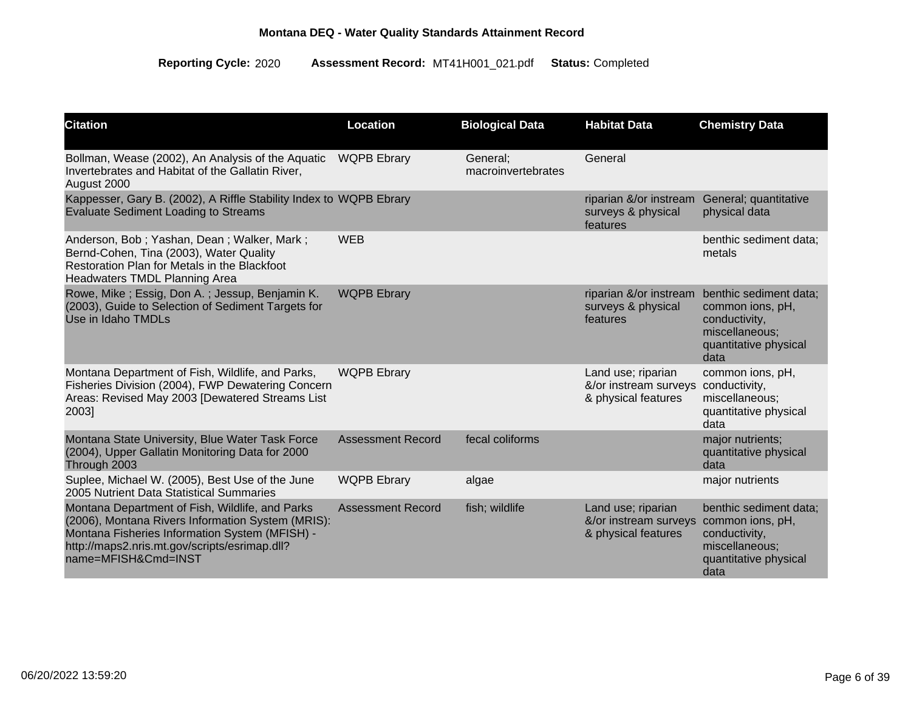**Montana DEQ - Water Quality Standards Attainment Record**

**Reporting Cycle:** 2020 **Assessment Record:** MT41H001_021.pdf **Status:** Completed

| Citation | Location | Biological Data | Habitat Data | Chemistry Data |
|---|---|---|---|---|
| Bollman, Wease (2002), An Analysis of the Aquatic Invertebrates and Habitat of the Gallatin River, August 2000 | WQPB Ebrary | General; macroinvertebrates | General | |
| Kappesser, Gary B. (2002), A Riffle Stability Index to Evaluate Sediment Loading to Streams | WQPB Ebrary | | riparian &/or instream surveys & physical features | General; quantitative physical data |
| Anderson, Bob ; Yashan, Dean ; Walker, Mark ; Bernd-Cohen, Tina (2003), Water Quality Restoration Plan for Metals in the Blackfoot Headwaters TMDL Planning Area | WEB | | | benthic sediment data; metals |
| Rowe, Mike ; Essig, Don A. ; Jessup, Benjamin K. (2003), Guide to Selection of Sediment Targets for Use in Idaho TMDLs | WQPB Ebrary | | riparian &/or instream surveys & physical features | benthic sediment data; common ions, pH, conductivity, miscellaneous; quantitative physical data |
| Montana Department of Fish, Wildlife, and Parks, Fisheries Division (2004), FWP Dewatering Concern Areas: Revised May 2003 [Dewatered Streams List 2003] | WQPB Ebrary | | Land use; riparian &/or instream surveys & physical features | common ions, pH, conductivity, miscellaneous; quantitative physical data |
| Montana State University, Blue Water Task Force (2004), Upper Gallatin Monitoring Data for 2000 Through 2003 | Assessment Record | fecal coliforms | | major nutrients; quantitative physical data |
| Suplee, Michael W. (2005), Best Use of the June 2005 Nutrient Data Statistical Summaries | WQPB Ebrary | algae | | major nutrients |
| Montana Department of Fish, Wildlife, and Parks (2006), Montana Rivers Information System (MRIS): Montana Fisheries Information System (MFISH) - http://maps2.nris.mt.gov/scripts/esrimap.dll?name=MFISH&Cmd=INST | Assessment Record | fish; wildlife | Land use; riparian &/or instream surveys & physical features | benthic sediment data; common ions, pH, conductivity, miscellaneous; quantitative physical data |

06/20/2022 13:59:20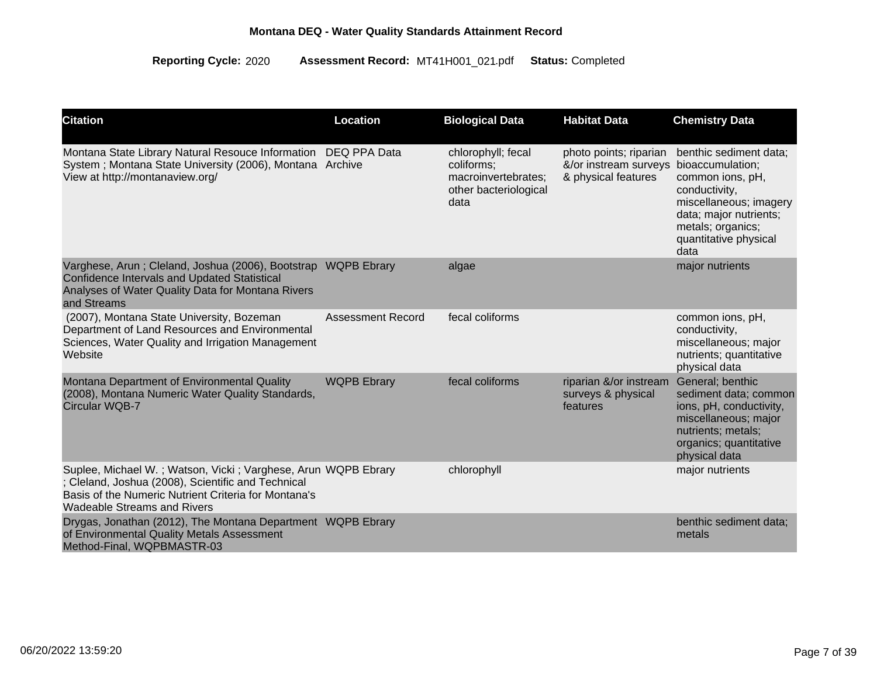**Montana DEQ - Water Quality Standards Attainment Record**

**Reporting Cycle:** 2020 **Assessment Record:** MT41H001_021.pdf **Status:** Completed

| Citation | Location | Biological Data | Habitat Data | Chemistry Data |
|---|---|---|---|---|
| Montana State Library Natural Resouce Information System ; Montana State University (2006), Montana View at http://montanaview.org/ | DEQ PPA Data Archive | chlorophyll; fecal coliforms; macroinvertebrates; other bacteriological data | photo points; riparian &/or instream surveys & physical features | benthic sediment data; bioaccumulation; common ions, pH, conductivity, miscellaneous; imagery data; major nutrients; metals; organics; quantitative physical data |
| Varghese, Arun ; Cleland, Joshua (2006), Bootstrap Confidence Intervals and Updated Statistical Analyses of Water Quality Data for Montana Rivers and Streams | WQPB Ebrary | algae | | major nutrients |
| (2007), Montana State University, Bozeman Department of Land Resources and Environmental Sciences, Water Quality and Irrigation Management Website | Assessment Record | fecal coliforms | | common ions, pH, conductivity, miscellaneous; major nutrients; quantitative physical data |
| Montana Department of Environmental Quality (2008), Montana Numeric Water Quality Standards, Circular WQB-7 | WQPB Ebrary | fecal coliforms | riparian &/or instream surveys & physical features | General; benthic sediment data; common ions, pH, conductivity, miscellaneous; major nutrients; metals; organics; quantitative physical data |
| Suplee, Michael W. ; Watson, Vicki ; Varghese, Arun ; Cleland, Joshua (2008), Scientific and Technical Basis of the Numeric Nutrient Criteria for Montana's Wadeable Streams and Rivers | WQPB Ebrary | chlorophyll | | major nutrients |
| Drygas, Jonathan (2012), The Montana Department of Environmental Quality Metals Assessment Method-Final, WQPBMASTR-03 | WQPB Ebrary | | | benthic sediment data; metals |

06/20/2022 13:59:20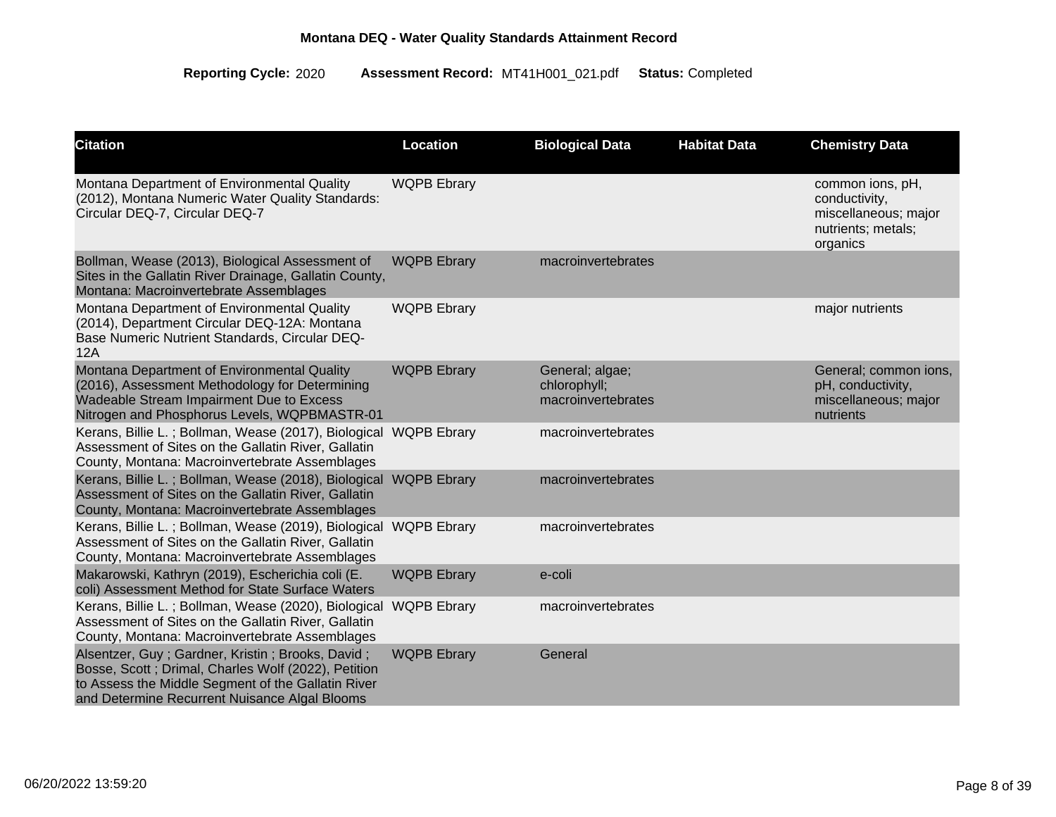**Montana DEQ - Water Quality Standards Attainment Record**

**Reporting Cycle:** 2020 **Assessment Record:** MT41H001_021.pdf **Status:** Completed

| Citation | Location | Biological Data | Habitat Data | Chemistry Data |
| --- | --- | --- | --- | --- |
| Montana Department of Environmental Quality (2012), Montana Numeric Water Quality Standards: Circular DEQ-7, Circular DEQ-7 | WQPB Ebrary | | | common ions, pH, conductivity, miscellaneous; major nutrients; metals; organics |
| Bollman, Wease (2013), Biological Assessment of Sites in the Gallatin River Drainage, Gallatin County, Montana: Macroinvertebrate Assemblages | WQPB Ebrary | macroinvertebrates | | |
| Montana Department of Environmental Quality (2014), Department Circular DEQ-12A: Montana Base Numeric Nutrient Standards, Circular DEQ-12A | WQPB Ebrary | | | major nutrients |
| Montana Department of Environmental Quality (2016), Assessment Methodology for Determining Wadeable Stream Impairment Due to Excess Nitrogen and Phosphorus Levels, WQPBMASTR-01 | WQPB Ebrary | General; algae; chlorophyll; macroinvertebrates | | General; common ions, pH, conductivity, miscellaneous; major nutrients |
| Kerans, Billie L. ; Bollman, Wease (2017), Biological Assessment of Sites on the Gallatin River, Gallatin County, Montana: Macroinvertebrate Assemblages | WQPB Ebrary | macroinvertebrates | | |
| Kerans, Billie L. ; Bollman, Wease (2018), Biological Assessment of Sites on the Gallatin River, Gallatin County, Montana: Macroinvertebrate Assemblages | WQPB Ebrary | macroinvertebrates | | |
| Kerans, Billie L. ; Bollman, Wease (2019), Biological Assessment of Sites on the Gallatin River, Gallatin County, Montana: Macroinvertebrate Assemblages | WQPB Ebrary | macroinvertebrates | | |
| Makarowski, Kathryn (2019), Escherichia coli (E. coli) Assessment Method for State Surface Waters | WQPB Ebrary | e-coli | | |
| Kerans, Billie L. ; Bollman, Wease (2020), Biological Assessment of Sites on the Gallatin River, Gallatin County, Montana: Macroinvertebrate Assemblages | WQPB Ebrary | macroinvertebrates | | |
| Alsentzer, Guy ; Gardner, Kristin ; Brooks, David ; Bosse, Scott ; Drimal, Charles Wolf (2022), Petition to Assess the Middle Segment of the Gallatin River and Determine Recurrent Nuisance Algal Blooms | WQPB Ebrary | General | | |

06/20/2022 13:59:20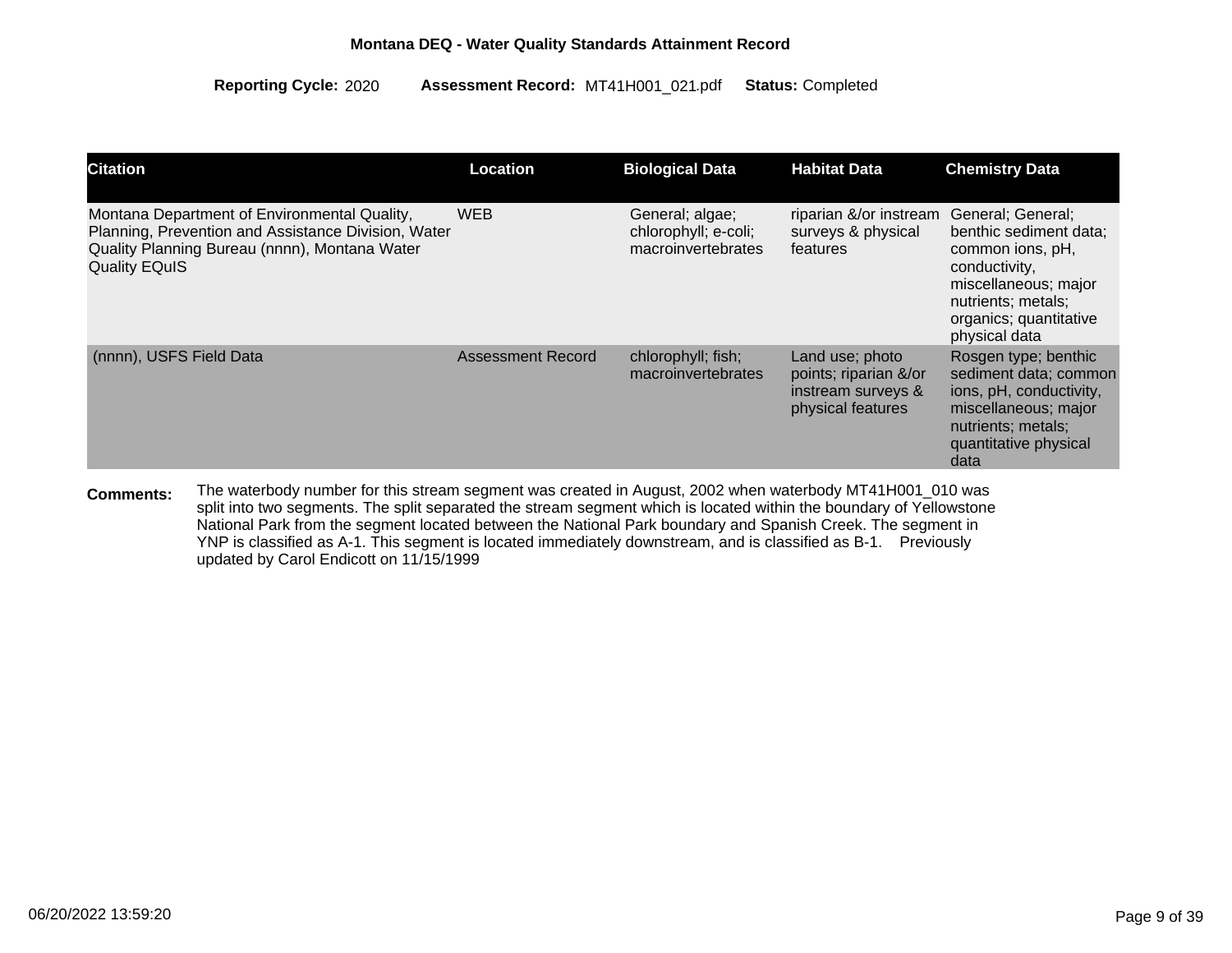**Montana DEQ - Water Quality Standards Attainment Record**

**Reporting Cycle:** 2020 **Assessment Record:** MT41H001_021.pdf **Status:** Completed

| Citation | Location | Biological Data | Habitat Data | Chemistry Data |
|---|---|---|---|---|
| Montana Department of Environmental Quality, Planning, Prevention and Assistance Division, Water Quality Planning Bureau (nnnn), Montana Water Quality EQuIS | WEB | General; algae; chlorophyll; e-coli; macroinvertebrates | riparian &/or instream surveys & physical features | General; General; benthic sediment data; common ions, pH, conductivity, miscellaneous; major nutrients; metals; organics; quantitative physical data |
| (nnnn), USFS Field Data | Assessment Record | chlorophyll; fish; macroinvertebrates | Land use; photo points; riparian &/or instream surveys & physical features | Rosgen type; benthic sediment data; common ions, pH, conductivity, miscellaneous; major nutrients; metals; quantitative physical data |

**Comments:** The waterbody number for this stream segment was created in August, 2002 when waterbody MT41H001_010 was split into two segments. The split separated the stream segment which is located within the boundary of Yellowstone National Park from the segment located between the National Park boundary and Spanish Creek. The segment in YNP is classified as A-1. This segment is located immediately downstream, and is classified as B-1. Previously updated by Carol Endicott on 11/15/1999

06/20/2022 13:59:20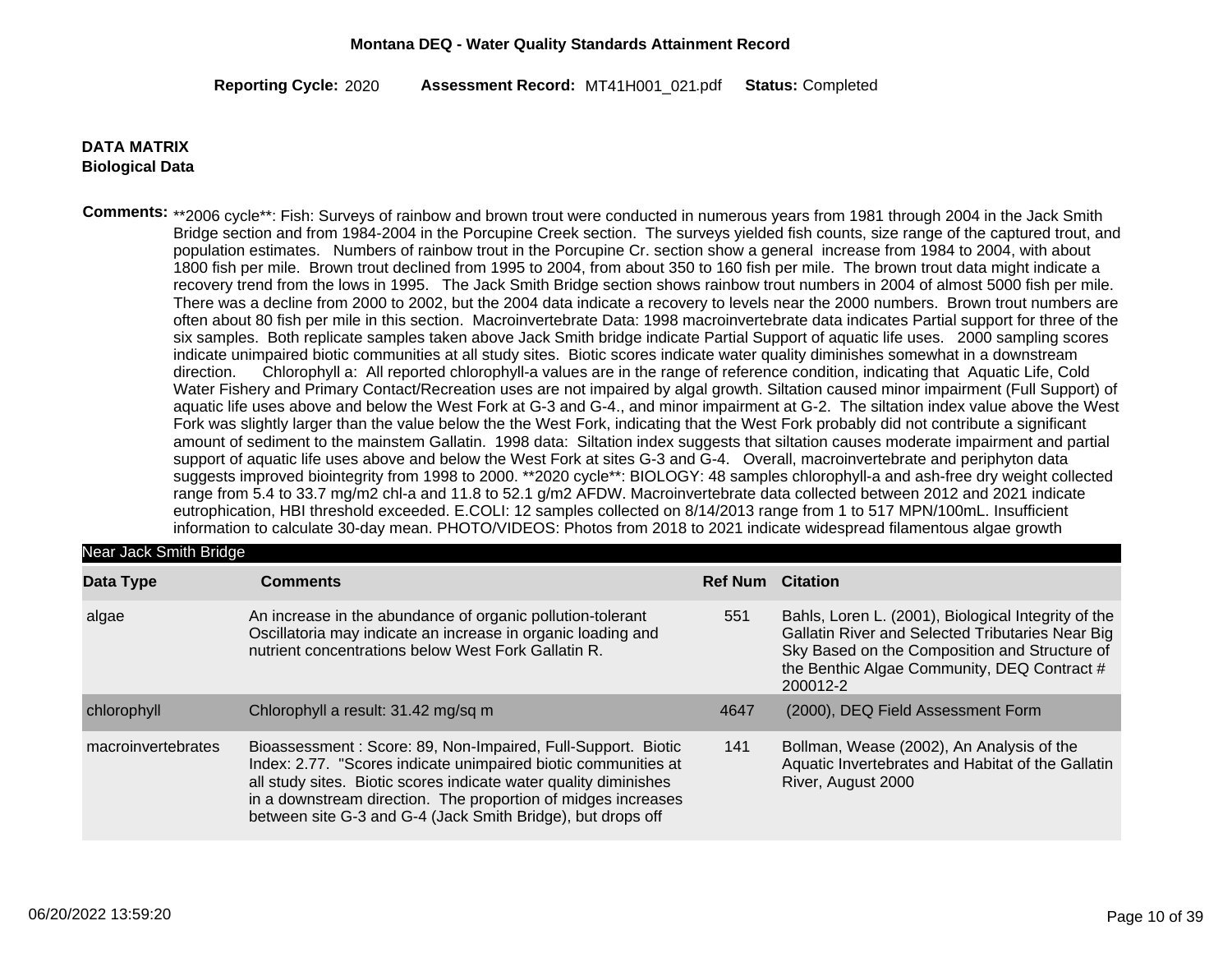**Montana DEQ - Water Quality Standards Attainment Record**

**Reporting Cycle:** 2020 **Assessment Record:** MT41H001_021.pdf **Status:** Completed

### DATA MATRIX
### Biological Data

**Comments:** **2006 cycle**: Fish: Surveys of rainbow and brown trout were conducted in numerous years from 1981 through 2004 in the Jack Smith Bridge section and from 1984-2004 in the Porcupine Creek section. The surveys yielded fish counts, size range of the captured trout, and population estimates. Numbers of rainbow trout in the Porcupine Cr. section show a general increase from 1984 to 2004, with about 1800 fish per mile. Brown trout declined from 1995 to 2004, from about 350 to 160 fish per mile. The brown trout data might indicate a recovery trend from the lows in 1995. The Jack Smith Bridge section shows rainbow trout numbers in 2004 of almost 5000 fish per mile. There was a decline from 2000 to 2002, but the 2004 data indicate a recovery to levels near the 2000 numbers. Brown trout numbers are often about 80 fish per mile in this section. Macroinvertebrate Data: 1998 macroinvertebrate data indicates Partial support for three of the six samples. Both replicate samples taken above Jack Smith bridge indicate Partial Support of aquatic life uses. 2000 sampling scores indicate unimpaired biotic communities at all study sites. Biotic scores indicate water quality diminishes somewhat in a downstream direction. Chlorophyll a: All reported chlorophyll-a values are in the range of reference condition, indicating that Aquatic Life, Cold Water Fishery and Primary Contact/Recreation uses are not impaired by algal growth. Siltation caused minor impairment (Full Support) of aquatic life uses above and below the West Fork at G-3 and G-4., and minor impairment at G-2. The siltation index value above the West Fork was slightly larger than the value below the the West Fork, indicating that the West Fork probably did not contribute a significant amount of sediment to the mainstem Gallatin. 1998 data: Siltation index suggests that siltation causes moderate impairment and partial support of aquatic life uses above and below the West Fork at sites G-3 and G-4. Overall, macroinvertebrate and periphyton data suggests improved biointegrity from 1998 to 2000. **2020 cycle**: BIOLOGY: 48 samples chlorophyll-a and ash-free dry weight collected range from 5.4 to 33.7 mg/m2 chl-a and 11.8 to 52.1 g/m2 AFDW. Macroinvertebrate data collected between 2012 and 2021 indicate eutrophication, HBI threshold exceeded. E.COLI: 12 samples collected on 8/14/2013 range from 1 to 517 MPN/100mL. Insufficient information to calculate 30-day mean. PHOTO/VIDEOS: Photos from 2018 to 2021 indicate widespread filamentous algae growth

**Near Jack Smith Bridge**

| Data Type | Comments | Ref Num | Citation |
|---|---|---|---|
| algae | An increase in the abundance of organic pollution-tolerant Oscillatoria may indicate an increase in organic loading and nutrient concentrations below West Fork Gallatin R. | 551 | Bahls, Loren L. (2001), Biological Integrity of the Gallatin River and Selected Tributaries Near Big Sky Based on the Composition and Structure of the Benthic Algae Community, DEQ Contract # 200012-2 |
| chlorophyll | Chlorophyll a result: 31.42 mg/sq m | 4647 | (2000), DEQ Field Assessment Form |
| macroinvertebrates | Bioassessment : Score: 89, Non-Impaired, Full-Support. Biotic Index: 2.77. "Scores indicate unimpaired biotic communities at all study sites. Biotic scores indicate water quality diminishes in a downstream direction. The proportion of midges increases between site G-3 and G-4 (Jack Smith Bridge), but drops off | 141 | Bollman, Wease (2002), An Analysis of the Aquatic Invertebrates and Habitat of the Gallatin River, August 2000 |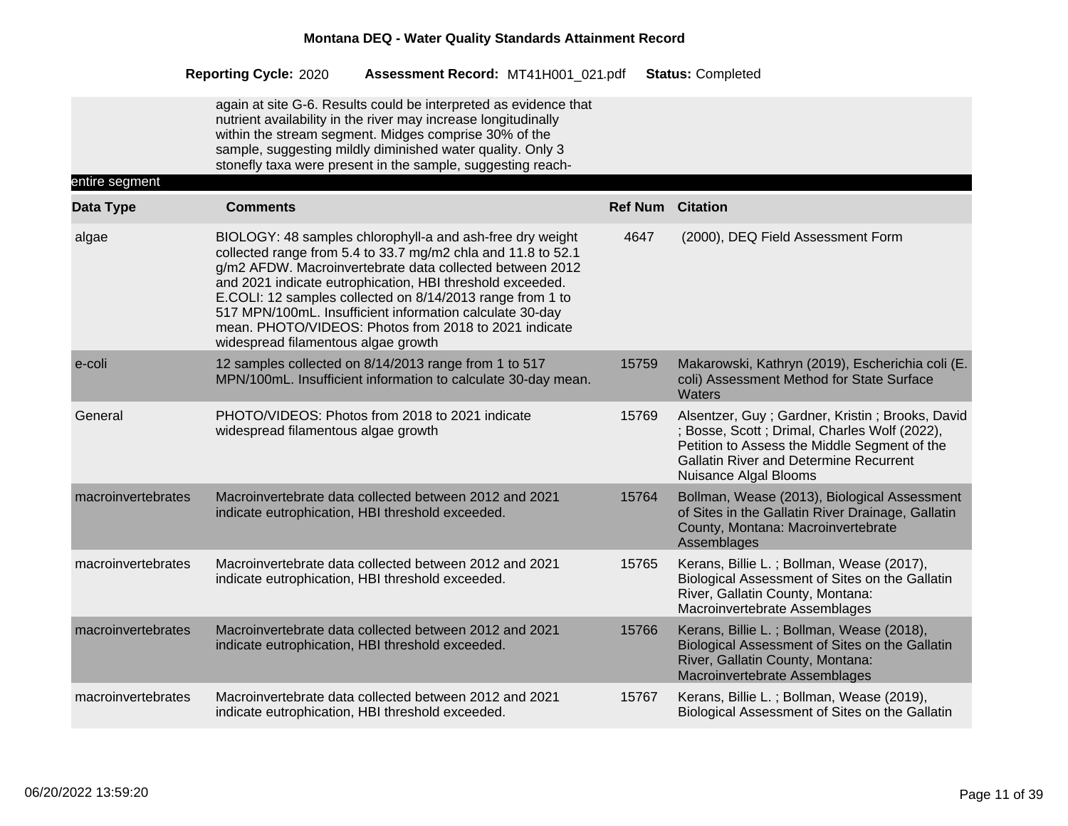again at site G-6. Results could be interpreted as evidence that nutrient availability in the river may increase longitudinally within the stream segment. Midges comprise 30% of the sample, suggesting mildly diminished water quality. Only 3 stonefly taxa were present in the sample, suggesting reach-

entire segment

| Data Type | Comments | Ref Num | Citation |
|---|---|---|---|
| algae | BIOLOGY: 48 samples chlorophyll-a and ash-free dry weight collected range from 5.4 to 33.7 mg/m2 chla and 11.8 to 52.1 g/m2 AFDW. Macroinvertebrate data collected between 2012 and 2021 indicate eutrophication, HBI threshold exceeded. E.COLI: 12 samples collected on 8/14/2013 range from 1 to 517 MPN/100mL. Insufficient information calculate 30-day mean. PHOTO/VIDEOS: Photos from 2018 to 2021 indicate widespread filamentous algae growth | 4647 | (2000), DEQ Field Assessment Form |
| e-coli | 12 samples collected on 8/14/2013 range from 1 to 517 MPN/100mL. Insufficient information to calculate 30-day mean. | 15759 | Makarowski, Kathryn (2019), Escherichia coli (E. coli) Assessment Method for State Surface Waters |
| General | PHOTO/VIDEOS: Photos from 2018 to 2021 indicate widespread filamentous algae growth | 15769 | Alsentzer, Guy ; Gardner, Kristin ; Brooks, David ; Bosse, Scott ; Drimal, Charles Wolf (2022), Petition to Assess the Middle Segment of the Gallatin River and Determine Recurrent Nuisance Algal Blooms |
| macroinvertebrates | Macroinvertebrate data collected between 2012 and 2021 indicate eutrophication, HBI threshold exceeded. | 15764 | Bollman, Wease (2013), Biological Assessment of Sites in the Gallatin River Drainage, Gallatin County, Montana: Macroinvertebrate Assemblages |
| macroinvertebrates | Macroinvertebrate data collected between 2012 and 2021 indicate eutrophication, HBI threshold exceeded. | 15765 | Kerans, Billie L. ; Bollman, Wease (2017), Biological Assessment of Sites on the Gallatin River, Gallatin County, Montana: Macroinvertebrate Assemblages |
| macroinvertebrates | Macroinvertebrate data collected between 2012 and 2021 indicate eutrophication, HBI threshold exceeded. | 15766 | Kerans, Billie L. ; Bollman, Wease (2018), Biological Assessment of Sites on the Gallatin River, Gallatin County, Montana: Macroinvertebrate Assemblages |
| macroinvertebrates | Macroinvertebrate data collected between 2012 and 2021 indicate eutrophication, HBI threshold exceeded. | 15767 | Kerans, Billie L. ; Bollman, Wease (2019), Biological Assessment of Sites on the Gallatin |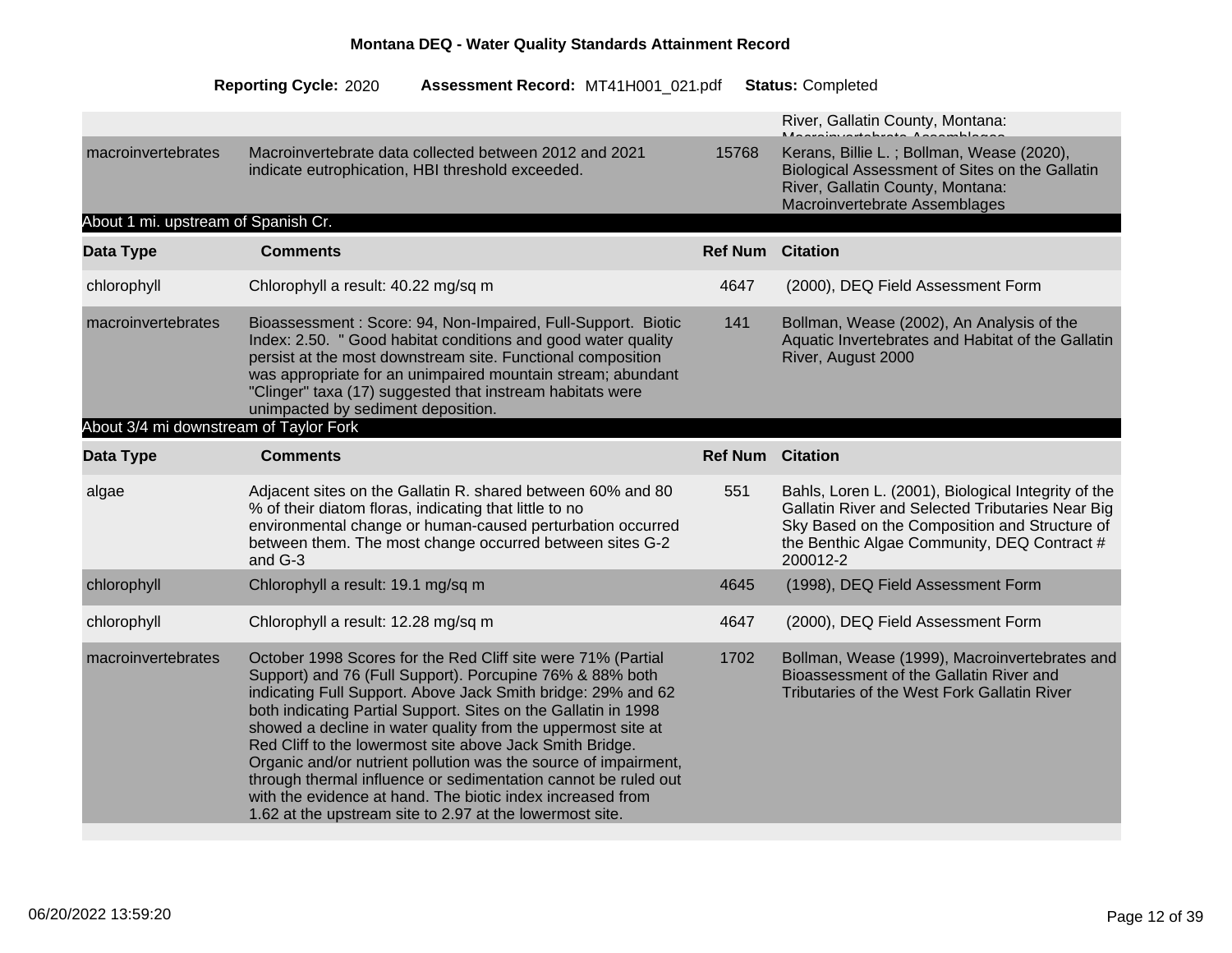| | | | River, Gallatin County, Montana: Macroinvertebrate Assemblages |
|---|---|---|---|
| macroinvertebrates | Macroinvertebrate data collected between 2012 and 2021 indicate eutrophication, HBI threshold exceeded. | 15768 | Kerans, Billie L. ; Bollman, Wease (2020), Biological Assessment of Sites on the Gallatin River, Gallatin County, Montana: Macroinvertebrate Assemblages |

**About 1 mi. upstream of Spanish Cr.**

| Data Type | Comments | Ref Num | Citation |
|---|---|---|---|
| chlorophyll | Chlorophyll a result: 40.22 mg/sq m | 4647 | (2000), DEQ Field Assessment Form |
| macroinvertebrates | Bioassessment : Score: 94, Non-Impaired, Full-Support. Biotic Index: 2.50. " Good habitat conditions and good water quality persist at the most downstream site. Functional composition was appropriate for an unimpaired mountain stream; abundant "Clinger" taxa (17) suggested that instream habitats were unimpacted by sediment deposition. | 141 | Bollman, Wease (2002), An Analysis of the Aquatic Invertebrates and Habitat of the Gallatin River, August 2000 |

**About 3/4 mi downstream of Taylor Fork**

| Data Type | Comments | Ref Num | Citation |
|---|---|---|---|
| algae | Adjacent sites on the Gallatin R. shared between 60% and 80 % of their diatom floras, indicating that little to no environmental change or human-caused perturbation occurred between them. The most change occurred between sites G-2 and G-3 | 551 | Bahls, Loren L. (2001), Biological Integrity of the Gallatin River and Selected Tributaries Near Big Sky Based on the Composition and Structure of the Benthic Algae Community, DEQ Contract # 200012-2 |
| chlorophyll | Chlorophyll a result: 19.1 mg/sq m | 4645 | (1998), DEQ Field Assessment Form |
| chlorophyll | Chlorophyll a result: 12.28 mg/sq m | 4647 | (2000), DEQ Field Assessment Form |
| macroinvertebrates | October 1998 Scores for the Red Cliff site were 71% (Partial Support) and 76 (Full Support). Porcupine 76% & 88% both indicating Full Support. Above Jack Smith bridge: 29% and 62 both indicating Partial Support. Sites on the Gallatin in 1998 showed a decline in water quality from the uppermost site at Red Cliff to the lowermost site above Jack Smith Bridge. Organic and/or nutrient pollution was the source of impairment, through thermal influence or sedimentation cannot be ruled out with the evidence at hand. The biotic index increased from 1.62 at the upstream site to 2.97 at the lowermost site. | 1702 | Bollman, Wease (1999), Macroinvertebrates and Bioassessment of the Gallatin River and Tributaries of the West Fork Gallatin River |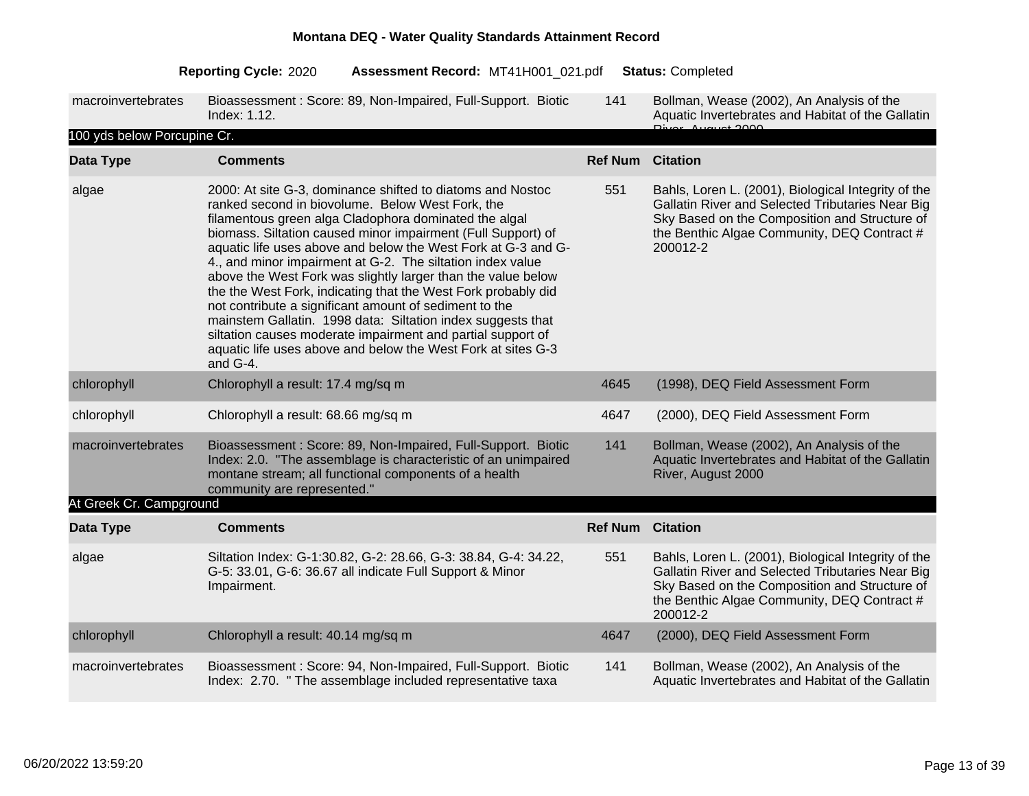| Data Type | Comments | Ref Num | Citation |
|---|---|---|---|
| macroinvertebrates | Bioassessment : Score: 89, Non-Impaired, Full-Support. Biotic Index: 1.12. | 141 | Bollman, Wease (2002), An Analysis of the Aquatic Invertebrates and Habitat of the Gallatin River, August 2000 |

### 100 yds below Porcupine Cr.

| Data Type | Comments | Ref Num | Citation |
|---|---|---|---|
| algae | 2000: At site G-3, dominance shifted to diatoms and Nostoc ranked second in biovolume. Below West Fork, the filamentous green alga Cladophora dominated the algal biomass. Siltation caused minor impairment (Full Support) of aquatic life uses above and below the West Fork at G-3 and G-4., and minor impairment at G-2. The siltation index value above the West Fork was slightly larger than the value below the the West Fork, indicating that the West Fork probably did not contribute a significant amount of sediment to the mainstem Gallatin. 1998 data: Siltation index suggests that siltation causes moderate impairment and partial support of aquatic life uses above and below the West Fork at sites G-3 and G-4. | 551 | Bahls, Loren L. (2001), Biological Integrity of the Gallatin River and Selected Tributaries Near Big Sky Based on the Composition and Structure of the Benthic Algae Community, DEQ Contract # 200012-2 |
| chlorophyll | Chlorophyll a result: 17.4 mg/sq m | 4645 | (1998), DEQ Field Assessment Form |
| chlorophyll | Chlorophyll a result: 68.66 mg/sq m | 4647 | (2000), DEQ Field Assessment Form |
| macroinvertebrates | Bioassessment : Score: 89, Non-Impaired, Full-Support. Biotic Index: 2.0. "The assemblage is characteristic of an unimpaired montane stream; all functional components of a health community are represented." | 141 | Bollman, Wease (2002), An Analysis of the Aquatic Invertebrates and Habitat of the Gallatin River, August 2000 |

### At Greek Cr. Campground

| Data Type | Comments | Ref Num | Citation |
|---|---|---|---|
| algae | Siltation Index: G-1:30.82, G-2: 28.66, G-3: 38.84, G-4: 34.22, G-5: 33.01, G-6: 36.67 all indicate Full Support & Minor Impairment. | 551 | Bahls, Loren L. (2001), Biological Integrity of the Gallatin River and Selected Tributaries Near Big Sky Based on the Composition and Structure of the Benthic Algae Community, DEQ Contract # 200012-2 |
| chlorophyll | Chlorophyll a result: 40.14 mg/sq m | 4647 | (2000), DEQ Field Assessment Form |
| macroinvertebrates | Bioassessment : Score: 94, Non-Impaired, Full-Support. Biotic Index: 2.70. " The assemblage included representative taxa | 141 | Bollman, Wease (2002), An Analysis of the Aquatic Invertebrates and Habitat of the Gallatin |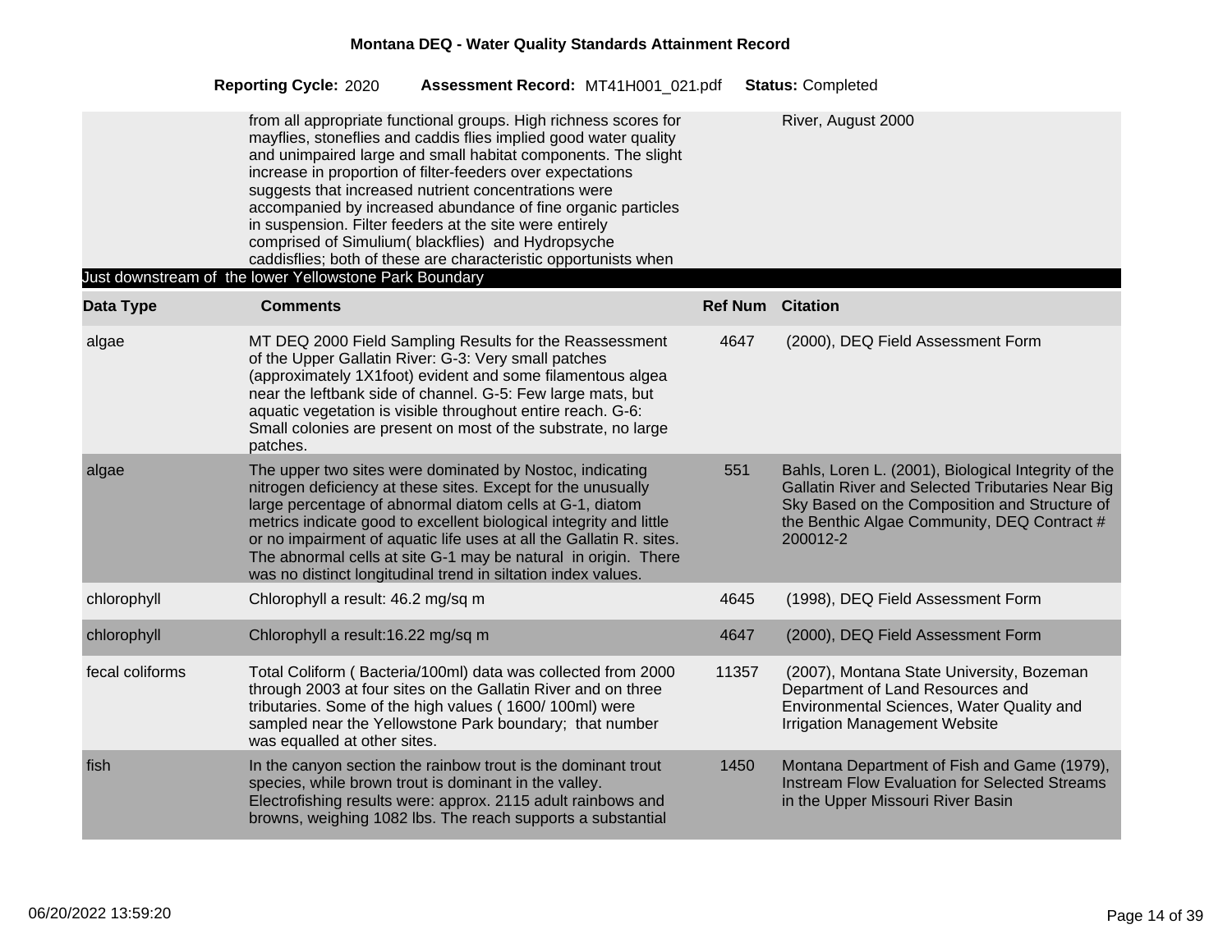| | | | |
|---|---|---|---|
| | from all appropriate functional groups. High richness scores for mayflies, stoneflies and caddis flies implied good water quality and unimpaired large and small habitat components. The slight increase in proportion of filter-feeders over expectations suggests that increased nutrient concentrations were accompanied by increased abundance of fine organic particles in suspension. Filter feeders at the site were entirely comprised of Simulium( blackflies) and Hydropsyche caddisflies; both of these are characteristic opportunists when | | River, August 2000 |

Just downstream of the lower Yellowstone Park Boundary

| Data Type | Comments | Ref Num | Citation |
|---|---|---|---|
| algae | MT DEQ 2000 Field Sampling Results for the Reassessment of the Upper Gallatin River: G-3: Very small patches (approximately 1X1foot) evident and some filamentous algea near the leftbank side of channel. G-5: Few large mats, but aquatic vegetation is visible throughout entire reach. G-6: Small colonies are present on most of the substrate, no large patches. | 4647 | (2000), DEQ Field Assessment Form |
| algae | The upper two sites were dominated by Nostoc, indicating nitrogen deficiency at these sites. Except for the unusually large percentage of abnormal diatom cells at G-1, diatom metrics indicate good to excellent biological integrity and little or no impairment of aquatic life uses at all the Gallatin R. sites. The abnormal cells at site G-1 may be natural in origin. There was no distinct longitudinal trend in siltation index values. | 551 | Bahls, Loren L. (2001), Biological Integrity of the Gallatin River and Selected Tributaries Near Big Sky Based on the Composition and Structure of the Benthic Algae Community, DEQ Contract # 200012-2 |
| chlorophyll | Chlorophyll a result: 46.2 mg/sq m | 4645 | (1998), DEQ Field Assessment Form |
| chlorophyll | Chlorophyll a result:16.22 mg/sq m | 4647 | (2000), DEQ Field Assessment Form |
| fecal coliforms | Total Coliform ( Bacteria/100ml) data was collected from 2000 through 2003 at four sites on the Gallatin River and on three tributaries. Some of the high values ( 1600/ 100ml) were sampled near the Yellowstone Park boundary; that number was equalled at other sites. | 11357 | (2007), Montana State University, Bozeman Department of Land Resources and Environmental Sciences, Water Quality and Irrigation Management Website |
| fish | In the canyon section the rainbow trout is the dominant trout species, while brown trout is dominant in the valley. Electrofishing results were: approx. 2115 adult rainbows and browns, weighing 1082 lbs. The reach supports a substantial | 1450 | Montana Department of Fish and Game (1979), Instream Flow Evaluation for Selected Streams in the Upper Missouri River Basin |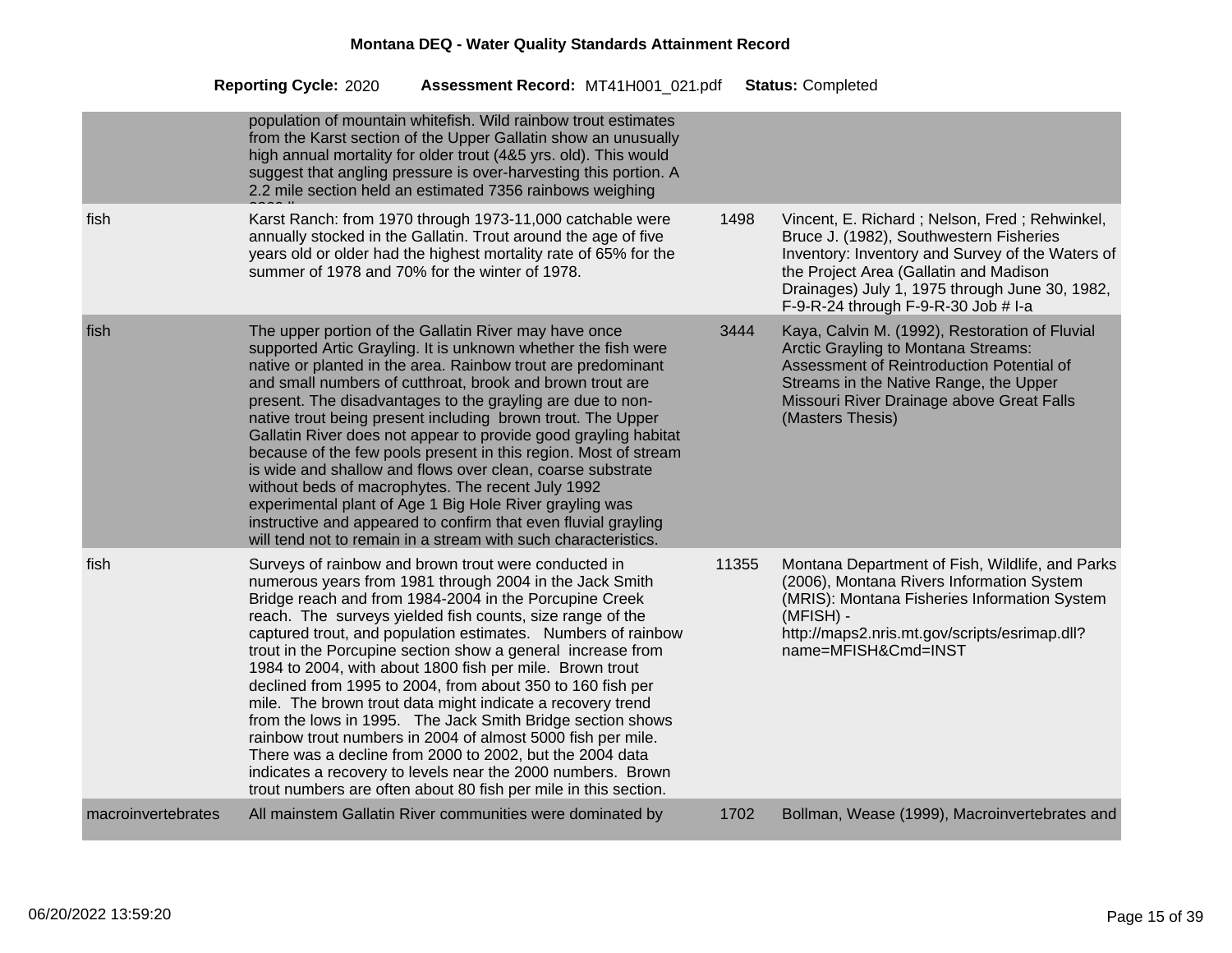# Montana DEQ - Water Quality Standards Attainment Record

**Reporting Cycle:** 2020 **Assessment Record:** MT41H001_021.pdf **Status:** Completed

| | | | |
|---|---|---|---|
| | population of mountain whitefish. Wild rainbow trout estimates from the Karst section of the Upper Gallatin show an unusually high annual mortality for older trout (4&5 yrs. old). This would suggest that angling pressure is over-harvesting this portion. A 2.2 mile section held an estimated 7356 rainbows weighing | | |
| fish | Karst Ranch: from 1970 through 1973-11,000 catchable were annually stocked in the Gallatin. Trout around the age of five years old or older had the highest mortality rate of 65% for the summer of 1978 and 70% for the winter of 1978. | 1498 | Vincent, E. Richard ; Nelson, Fred ; Rehwinkel, Bruce J. (1982), Southwestern Fisheries Inventory: Inventory and Survey of the Waters of the Project Area (Gallatin and Madison Drainages) July 1, 1975 through June 30, 1982, F-9-R-24 through F-9-R-30 Job # I-a |
| fish | The upper portion of the Gallatin River may have once supported Artic Grayling. It is unknown whether the fish were native or planted in the area. Rainbow trout are predominant and small numbers of cutthroat, brook and brown trout are present. The disadvantages to the grayling are due to non-native trout being present including brown trout. The Upper Gallatin River does not appear to provide good grayling habitat because of the few pools present in this region. Most of stream is wide and shallow and flows over clean, coarse substrate without beds of macrophytes. The recent July 1992 experimental plant of Age 1 Big Hole River grayling was instructive and appeared to confirm that even fluvial grayling will tend not to remain in a stream with such characteristics. | 3444 | Kaya, Calvin M. (1992), Restoration of Fluvial Arctic Grayling to Montana Streams: Assessment of Reintroduction Potential of Streams in the Native Range, the Upper Missouri River Drainage above Great Falls (Masters Thesis) |
| fish | Surveys of rainbow and brown trout were conducted in numerous years from 1981 through 2004 in the Jack Smith Bridge reach and from 1984-2004 in the Porcupine Creek reach. The surveys yielded fish counts, size range of the captured trout, and population estimates. Numbers of rainbow trout in the Porcupine section show a general increase from 1984 to 2004, with about 1800 fish per mile. Brown trout declined from 1995 to 2004, from about 350 to 160 fish per mile. The brown trout data might indicate a recovery trend from the lows in 1995. The Jack Smith Bridge section shows rainbow trout numbers in 2004 of almost 5000 fish per mile. There was a decline from 2000 to 2002, but the 2004 data indicates a recovery to levels near the 2000 numbers. Brown trout numbers are often about 80 fish per mile in this section. | 11355 | Montana Department of Fish, Wildlife, and Parks (2006), Montana Rivers Information System (MRIS): Montana Fisheries Information System (MFISH) - http://maps2.nris.mt.gov/scripts/esrimap.dll?name=MFISH&Cmd=INST |
| macroinvertebrates | All mainstem Gallatin River communities were dominated by | 1702 | Bollman, Wease (1999), Macroinvertebrates and |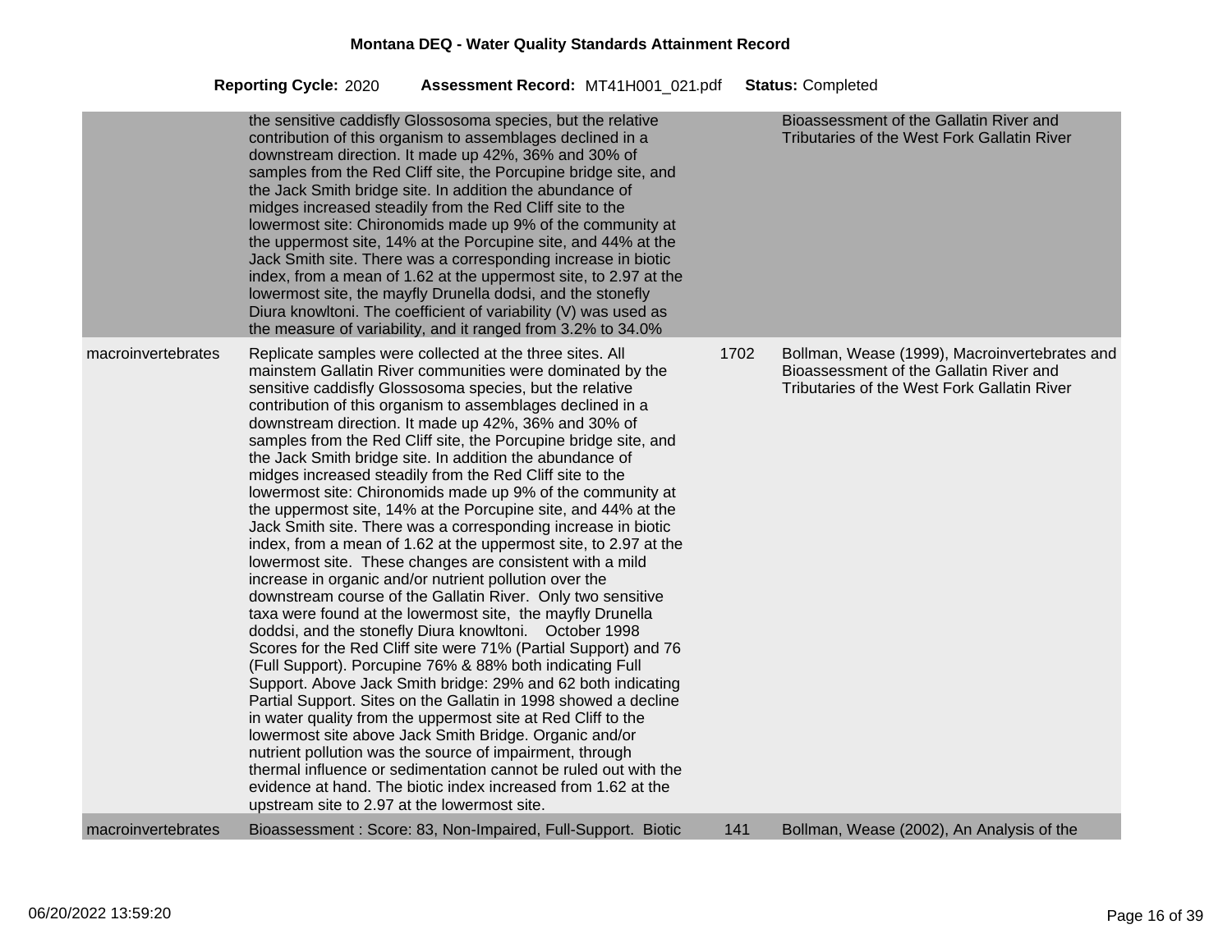| | | | |
|---|---|---|---|
| | the sensitive caddisfly Glossosoma species, but the relative contribution of this organism to assemblages declined in a downstream direction. It made up 42%, 36% and 30% of samples from the Red Cliff site, the Porcupine bridge site, and the Jack Smith bridge site. In addition the abundance of midges increased steadily from the Red Cliff site to the lowermost site: Chironomids made up 9% of the community at the uppermost site, 14% at the Porcupine site, and 44% at the Jack Smith site. There was a corresponding increase in biotic index, from a mean of 1.62 at the uppermost site, to 2.97 at the lowermost site, the mayfly Drunella dodsi, and the stonefly Diura knowltoni. The coefficient of variability (V) was used as the measure of variability, and it ranged from 3.2% to 34.0% | | Bioassessment of the Gallatin River and Tributaries of the West Fork Gallatin River |
| macroinvertebrates | Replicate samples were collected at the three sites. All mainstem Gallatin River communities were dominated by the sensitive caddisfly Glossosoma species, but the relative contribution of this organism to assemblages declined in a downstream direction. It made up 42%, 36% and 30% of samples from the Red Cliff site, the Porcupine bridge site, and the Jack Smith bridge site. In addition the abundance of midges increased steadily from the Red Cliff site to the lowermost site: Chironomids made up 9% of the community at the uppermost site, 14% at the Porcupine site, and 44% at the Jack Smith site. There was a corresponding increase in biotic index, from a mean of 1.62 at the uppermost site, to 2.97 at the lowermost site. These changes are consistent with a mild increase in organic and/or nutrient pollution over the downstream course of the Gallatin River. Only two sensitive taxa were found at the lowermost site, the mayfly Drunella doddsi, and the stonefly Diura knowltoni. October 1998 Scores for the Red Cliff site were 71% (Partial Support) and 76 (Full Support). Porcupine 76% & 88% both indicating Full Support. Above Jack Smith bridge: 29% and 62 both indicating Partial Support. Sites on the Gallatin in 1998 showed a decline in water quality from the uppermost site at Red Cliff to the lowermost site above Jack Smith Bridge. Organic and/or nutrient pollution was the source of impairment, through thermal influence or sedimentation cannot be ruled out with the evidence at hand. The biotic index increased from 1.62 at the upstream site to 2.97 at the lowermost site. | 1702 | Bollman, Wease (1999), Macroinvertebrates and Bioassessment of the Gallatin River and Tributaries of the West Fork Gallatin River |
| macroinvertebrates | Bioassessment : Score: 83, Non-Impaired, Full-Support. Biotic | 141 | Bollman, Wease (2002), An Analysis of the |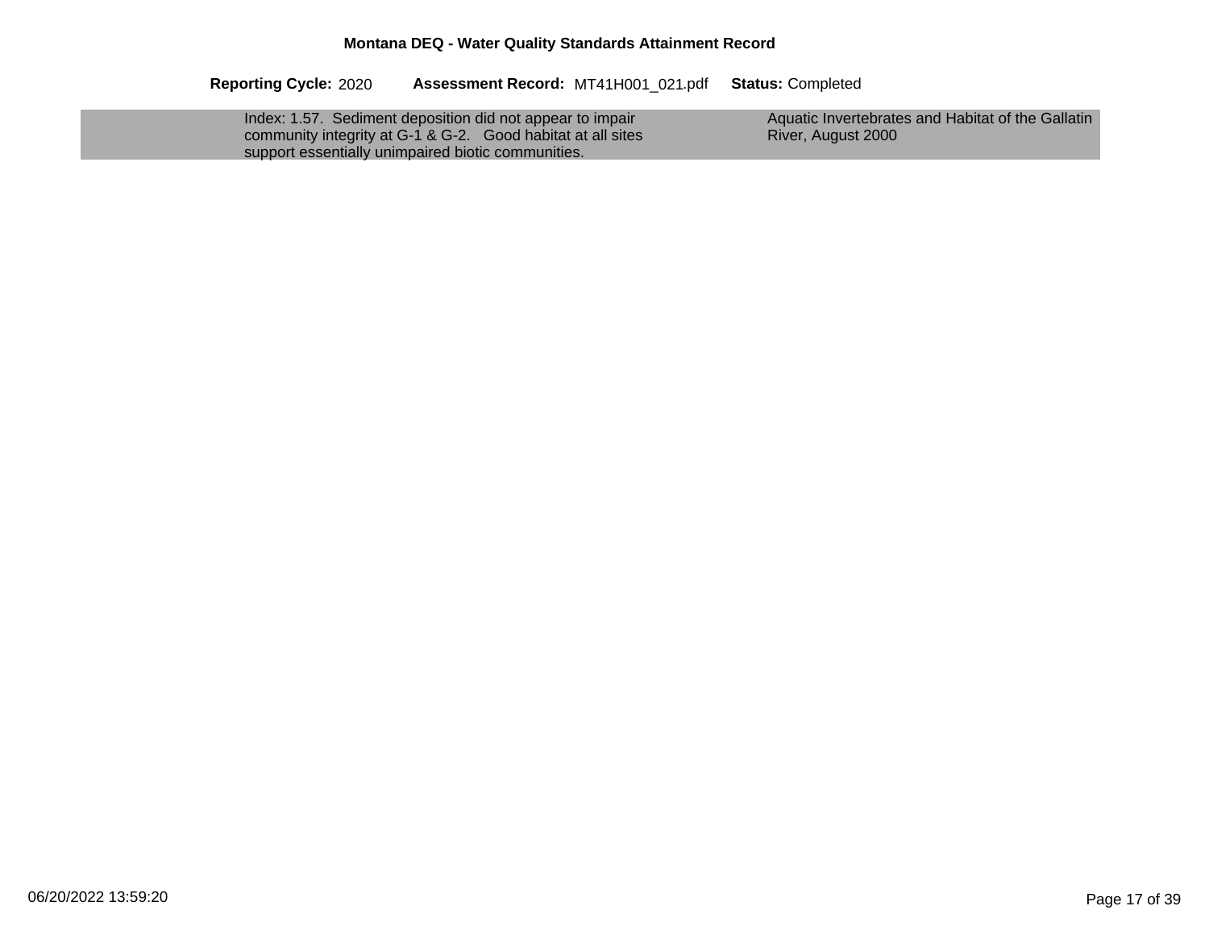**Montana DEQ - Water Quality Standards Attainment Record**

**Reporting Cycle:** 2020 **Assessment Record:** MT41H001_021.pdf **Status:** Completed

| | | |
|---|---|---|
| | Index: 1.57. Sediment deposition did not appear to impair community integrity at G-1 & G-2. Good habitat at all sites support essentially unimpaired biotic communities. | Aquatic Invertebrates and Habitat of the Gallatin River, August 2000 |

06/20/2022 13:59:20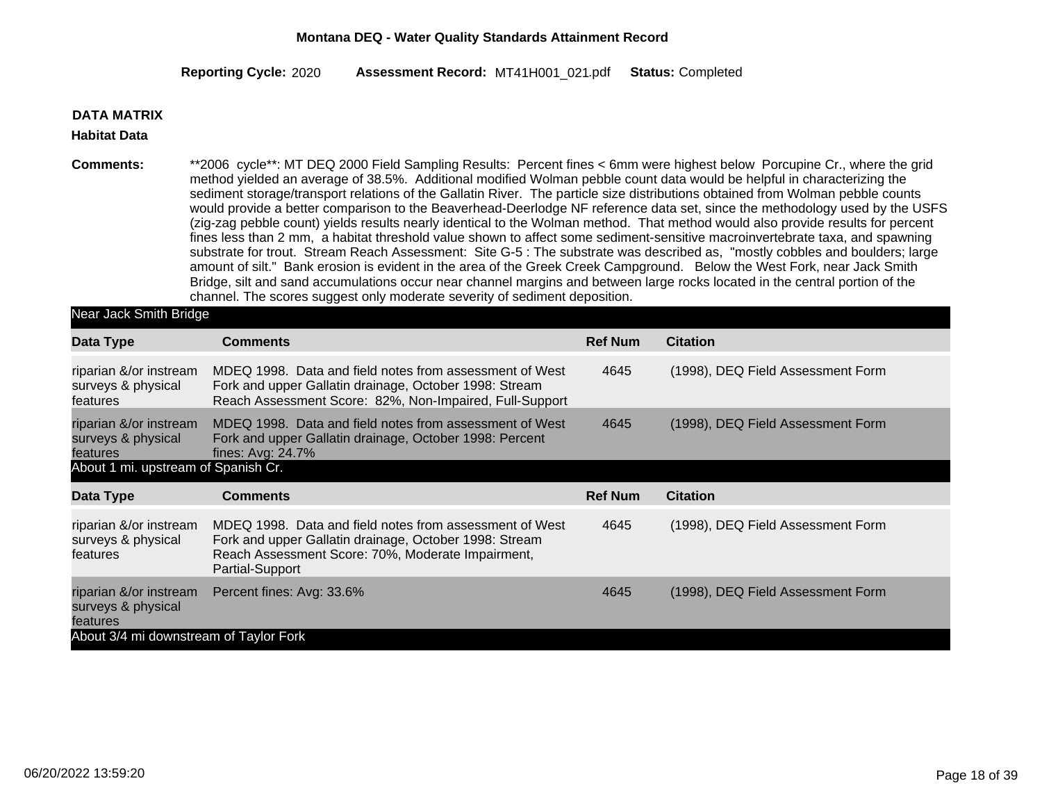**Montana DEQ - Water Quality Standards Attainment Record**

**Reporting Cycle:** 2020 **Assessment Record:** MT41H001_021.pdf **Status:** Completed

**DATA MATRIX**

**Habitat Data**

**Comments:** **2006 cycle**: MT DEQ 2000 Field Sampling Results: Percent fines < 6mm were highest below Porcupine Cr., where the grid method yielded an average of 38.5%. Additional modified Wolman pebble count data would be helpful in characterizing the sediment storage/transport relations of the Gallatin River. The particle size distributions obtained from Wolman pebble counts would provide a better comparison to the Beaverhead-Deerlodge NF reference data set, since the methodology used by the USFS (zig-zag pebble count) yields results nearly identical to the Wolman method. That method would also provide results for percent fines less than 2 mm, a habitat threshold value shown to affect some sediment-sensitive macroinvertebrate taxa, and spawning substrate for trout. Stream Reach Assessment: Site G-5 : The substrate was described as, "mostly cobbles and boulders; large amount of silt." Bank erosion is evident in the area of the Greek Creek Campground. Below the West Fork, near Jack Smith Bridge, silt and sand accumulations occur near channel margins and between large rocks located in the central portion of the channel. The scores suggest only moderate severity of sediment deposition.

**Near Jack Smith Bridge**

| Data Type | Comments | Ref Num | Citation |
|---|---|---|---|
| riparian &/or instream surveys & physical features | MDEQ 1998. Data and field notes from assessment of West Fork and upper Gallatin drainage, October 1998: Stream Reach Assessment Score: 82%, Non-Impaired, Full-Support | 4645 | (1998), DEQ Field Assessment Form |
| riparian &/or instream surveys & physical features | MDEQ 1998. Data and field notes from assessment of West Fork and upper Gallatin drainage, October 1998: Percent fines: Avg: 24.7% | 4645 | (1998), DEQ Field Assessment Form |

**About 1 mi. upstream of Spanish Cr.**

| Data Type | Comments | Ref Num | Citation |
|---|---|---|---|
| riparian &/or instream surveys & physical features | MDEQ 1998. Data and field notes from assessment of West Fork and upper Gallatin drainage, October 1998: Stream Reach Assessment Score: 70%, Moderate Impairment, Partial-Support | 4645 | (1998), DEQ Field Assessment Form |
| riparian &/or instream surveys & physical features | Percent fines: Avg: 33.6% | 4645 | (1998), DEQ Field Assessment Form |

**About 3/4 mi downstream of Taylor Fork**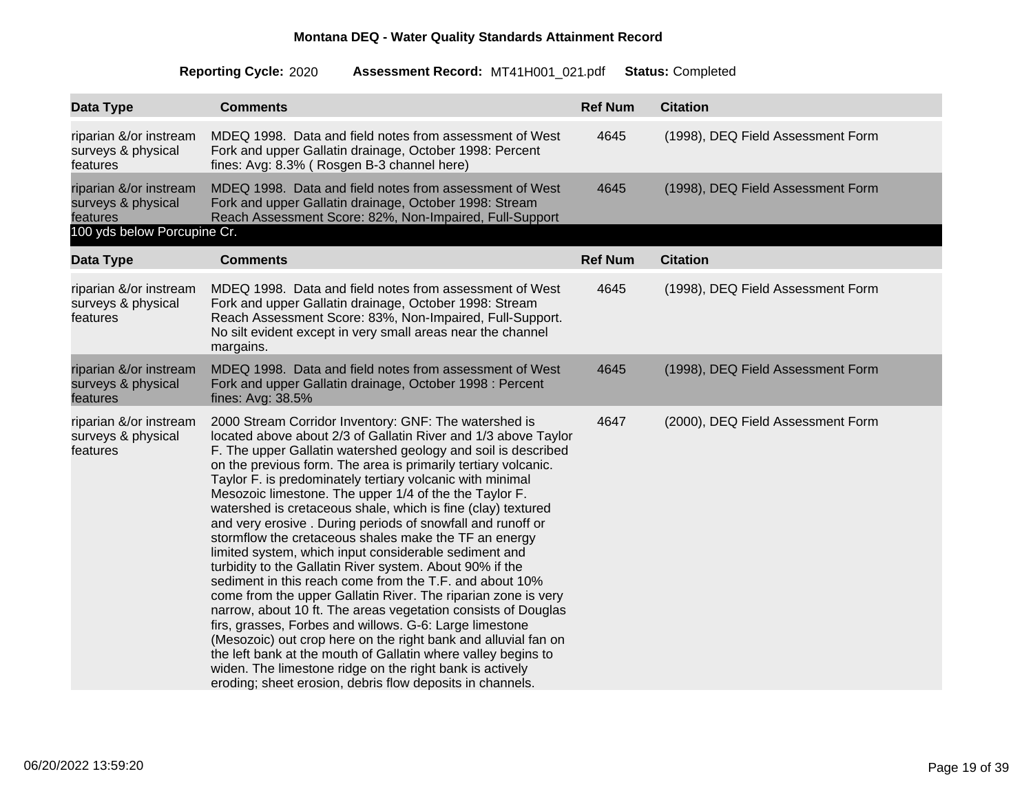**Montana DEQ - Water Quality Standards Attainment Record**

**Reporting Cycle:** 2020 **Assessment Record:** MT41H001_021.pdf **Status:** Completed

| Data Type | Comments | Ref Num | Citation |
|---|---|---|---|
| riparian &/or instream surveys & physical features | MDEQ 1998. Data and field notes from assessment of West Fork and upper Gallatin drainage, October 1998: Percent fines: Avg: 8.3% ( Rosgen B-3 channel here) | 4645 | (1998), DEQ Field Assessment Form |
| riparian &/or instream surveys & physical features | MDEQ 1998. Data and field notes from assessment of West Fork and upper Gallatin drainage, October 1998: Stream Reach Assessment Score: 82%, Non-Impaired, Full-Support | 4645 | (1998), DEQ Field Assessment Form |

**100 yds below Porcupine Cr.**

| Data Type | Comments | Ref Num | Citation |
|---|---|---|---|
| riparian &/or instream surveys & physical features | MDEQ 1998. Data and field notes from assessment of West Fork and upper Gallatin drainage, October 1998: Stream Reach Assessment Score: 83%, Non-Impaired, Full-Support. No silt evident except in very small areas near the channel margins. | 4645 | (1998), DEQ Field Assessment Form |
| riparian &/or instream surveys & physical features | MDEQ 1998. Data and field notes from assessment of West Fork and upper Gallatin drainage, October 1998 : Percent fines: Avg: 38.5% | 4645 | (1998), DEQ Field Assessment Form |
| riparian &/or instream surveys & physical features | 2000 Stream Corridor Inventory: GNF: The watershed is located above about 2/3 of Gallatin River and 1/3 above Taylor F. The upper Gallatin watershed geology and soil is described on the previous form. The area is primarily tertiary volcanic. Taylor F. is predominately tertiary volcanic with minimal Mesozoic limestone. The upper 1/4 of the the Taylor F. watershed is cretaceous shale, which is fine (clay) textured and very erosive . During periods of snowfall and runoff or stormflow the cretaceous shales make the TF an energy limited system, which input considerable sediment and turbidity to the Gallatin River system. About 90% if the sediment in this reach come from the T.F. and about 10% come from the upper Gallatin River. The riparian zone is very narrow, about 10 ft. The areas vegetation consists of Douglas firs, grasses, Forbes and willows. G-6: Large limestone (Mesozoic) out crop here on the right bank and alluvial fan on the left bank at the mouth of Gallatin where valley begins to widen. The limestone ridge on the right bank is actively eroding; sheet erosion, debris flow deposits in channels. | 4647 | (2000), DEQ Field Assessment Form |

06/20/2022 13:59:20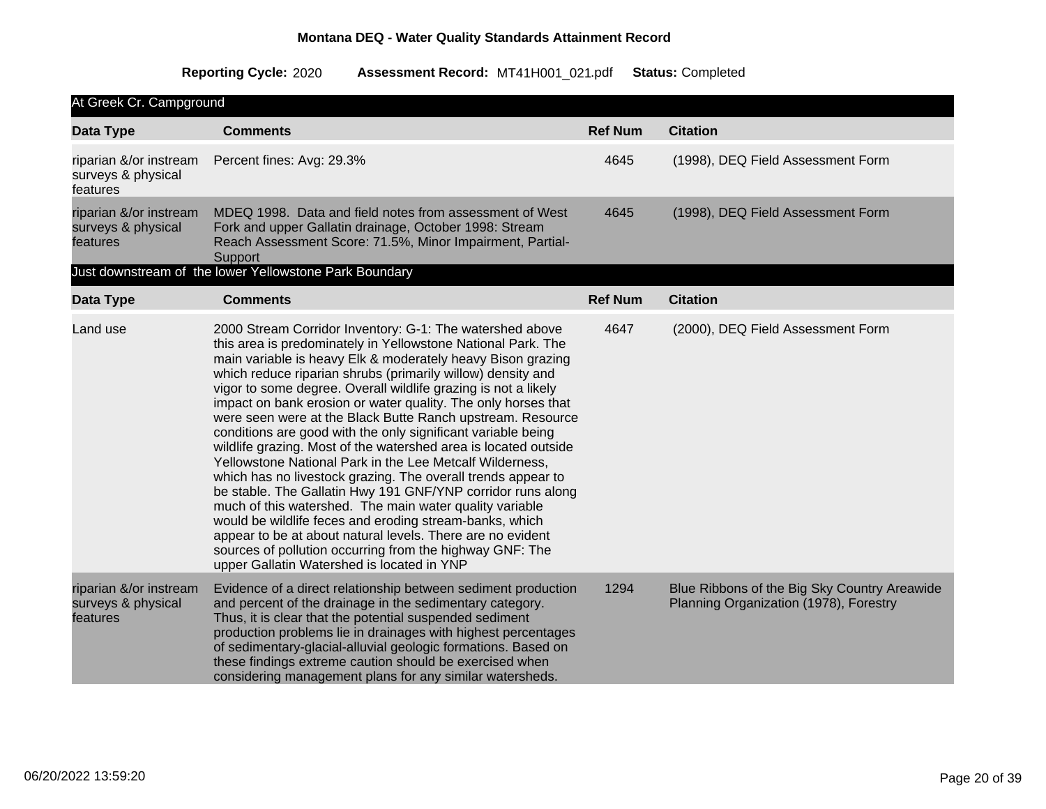**Montana DEQ - Water Quality Standards Attainment Record**

**Reporting Cycle:** 2020 **Assessment Record:** MT41H001_021.pdf **Status:** Completed

### At Greek Cr. Campground

| Data Type | Comments | Ref Num | Citation |
|---|---|---|---|
| riparian &/or instream surveys & physical features | Percent fines: Avg: 29.3% | 4645 | (1998), DEQ Field Assessment Form |
| riparian &/or instream surveys & physical features | MDEQ 1998. Data and field notes from assessment of West Fork and upper Gallatin drainage, October 1998: Stream Reach Assessment Score: 71.5%, Minor Impairment, Partial-Support | 4645 | (1998), DEQ Field Assessment Form |

### Just downstream of the lower Yellowstone Park Boundary

| Data Type | Comments | Ref Num | Citation |
|---|---|---|---|
| Land use | 2000 Stream Corridor Inventory: G-1: The watershed above this area is predominately in Yellowstone National Park. The main variable is heavy Elk & moderately heavy Bison grazing which reduce riparian shrubs (primarily willow) density and vigor to some degree. Overall wildlife grazing is not a likely impact on bank erosion or water quality. The only horses that were seen were at the Black Butte Ranch upstream. Resource conditions are good with the only significant variable being wildlife grazing. Most of the watershed area is located outside Yellowstone National Park in the Lee Metcalf Wilderness, which has no livestock grazing. The overall trends appear to be stable. The Gallatin Hwy 191 GNF/YNP corridor runs along much of this watershed. The main water quality variable would be wildlife feces and eroding stream-banks, which appear to be at about natural levels. There are no evident sources of pollution occurring from the highway GNF: The upper Gallatin Watershed is located in YNP | 4647 | (2000), DEQ Field Assessment Form |
| riparian &/or instream surveys & physical features | Evidence of a direct relationship between sediment production and percent of the drainage in the sedimentary category. Thus, it is clear that the potential suspended sediment production problems lie in drainages with highest percentages of sedimentary-glacial-alluvial geologic formations. Based on these findings extreme caution should be exercised when considering management plans for any similar watersheds. | 1294 | Blue Ribbons of the Big Sky Country Areawide Planning Organization (1978), Forestry |

06/20/2022 13:59:20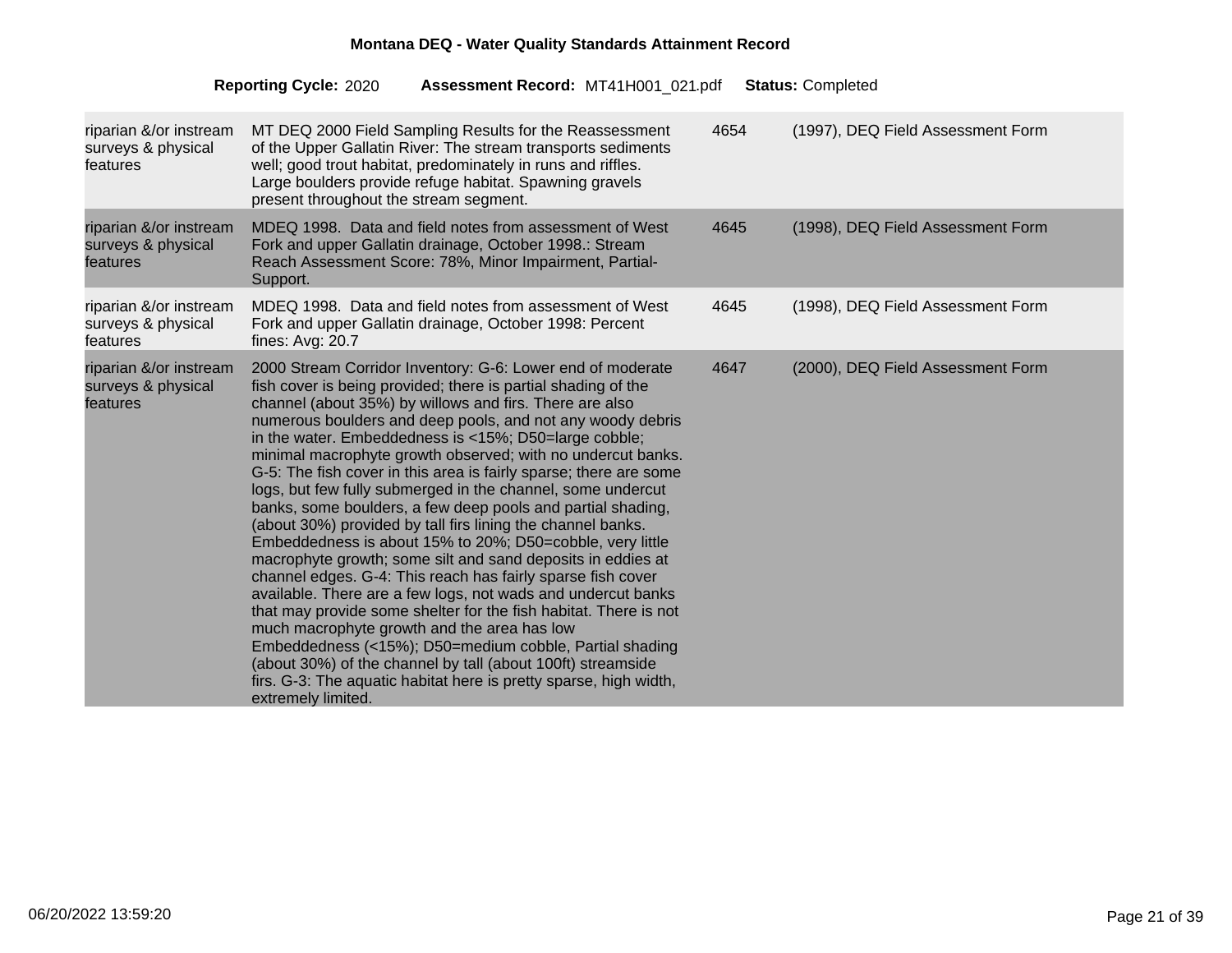| | | | |
|---|---|---|---|
| riparian &/or instream surveys & physical features | MT DEQ 2000 Field Sampling Results for the Reassessment of the Upper Gallatin River: The stream transports sediments well; good trout habitat, predominately in runs and riffles. Large boulders provide refuge habitat. Spawning gravels present throughout the stream segment. | 4654 | (1997), DEQ Field Assessment Form |
| riparian &/or instream surveys & physical features | MDEQ 1998. Data and field notes from assessment of West Fork and upper Gallatin drainage, October 1998.: Stream Reach Assessment Score: 78%, Minor Impairment, Partial-Support. | 4645 | (1998), DEQ Field Assessment Form |
| riparian &/or instream surveys & physical features | MDEQ 1998. Data and field notes from assessment of West Fork and upper Gallatin drainage, October 1998: Percent fines: Avg: 20.7 | 4645 | (1998), DEQ Field Assessment Form |
| riparian &/or instream surveys & physical features | 2000 Stream Corridor Inventory: G-6: Lower end of moderate fish cover is being provided; there is partial shading of the channel (about 35%) by willows and firs. There are also numerous boulders and deep pools, and not any woody debris in the water. Embeddedness is <15%; D50=large cobble; minimal macrophyte growth observed; with no undercut banks. G-5: The fish cover in this area is fairly sparse; there are some logs, but few fully submerged in the channel, some undercut banks, some boulders, a few deep pools and partial shading, (about 30%) provided by tall firs lining the channel banks. Embeddedness is about 15% to 20%; D50=cobble, very little macrophyte growth; some silt and sand deposits in eddies at channel edges. G-4: This reach has fairly sparse fish cover available. There are a few logs, not wads and undercut banks that may provide some shelter for the fish habitat. There is not much macrophyte growth and the area has low Embeddedness (<15%); D50=medium cobble, Partial shading (about 30%) of the channel by tall (about 100ft) streamside firs. G-3: The aquatic habitat here is pretty sparse, high width, extremely limited. | 4647 | (2000), DEQ Field Assessment Form |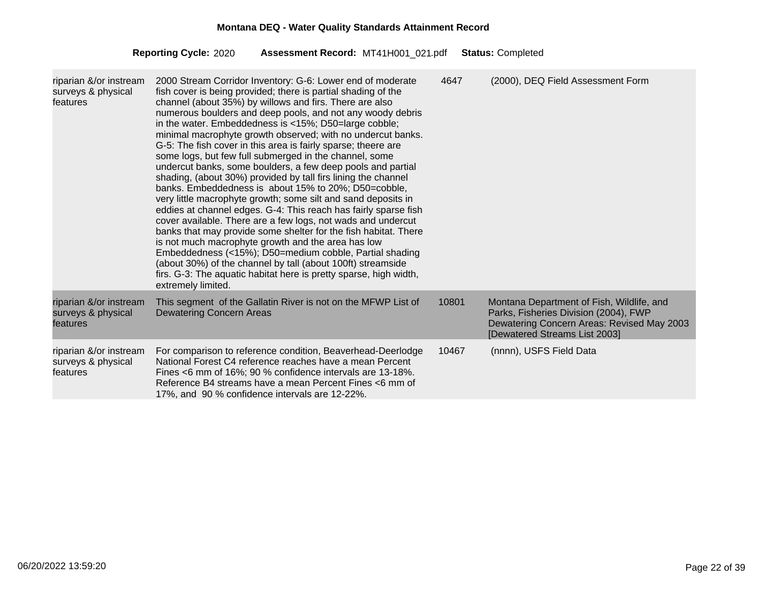**Montana DEQ - Water Quality Standards Attainment Record**

**Reporting Cycle:** 2020 **Assessment Record:** MT41H001_021.pdf **Status:** Completed

| | | | |
|---|---|---|---|
| riparian &/or instream surveys & physical features | 2000 Stream Corridor Inventory: G-6: Lower end of moderate fish cover is being provided; there is partial shading of the channel (about 35%) by willows and firs. There are also numerous boulders and deep pools, and not any woody debris in the water. Embeddedness is <15%; D50=large cobble; minimal macrophyte growth observed; with no undercut banks. G-5: The fish cover in this area is fairly sparse; theere are some logs, but few full submerged in the channel, some undercut banks, some boulders, a few deep pools and partial shading, (about 30%) provided by tall firs lining the channel banks. Embeddedness is about 15% to 20%; D50=cobble, very little macrophyte growth; some silt and sand deposits in eddies at channel edges. G-4: This reach has fairly sparse fish cover available. There are a few logs, not wads and undercut banks that may provide some shelter for the fish habitat. There is not much macrophyte growth and the area has low Embeddedness (<15%); D50=medium cobble, Partial shading (about 30%) of the channel by tall (about 100ft) streamside firs. G-3: The aquatic habitat here is pretty sparse, high width, extremely limited. | 4647 | (2000), DEQ Field Assessment Form |
| riparian &/or instream surveys & physical features | This segment of the Gallatin River is not on the MFWP List of Dewatering Concern Areas | 10801 | Montana Department of Fish, Wildlife, and Parks, Fisheries Division (2004), FWP Dewatering Concern Areas: Revised May 2003 [Dewatered Streams List 2003] |
| riparian &/or instream surveys & physical features | For comparison to reference condition, Beaverhead-Deerlodge National Forest C4 reference reaches have a mean Percent Fines <6 mm of 16%; 90 % confidence intervals are 13-18%. Reference B4 streams have a mean Percent Fines <6 mm of 17%, and 90 % confidence intervals are 12-22%. | 10467 | (nnnn), USFS Field Data |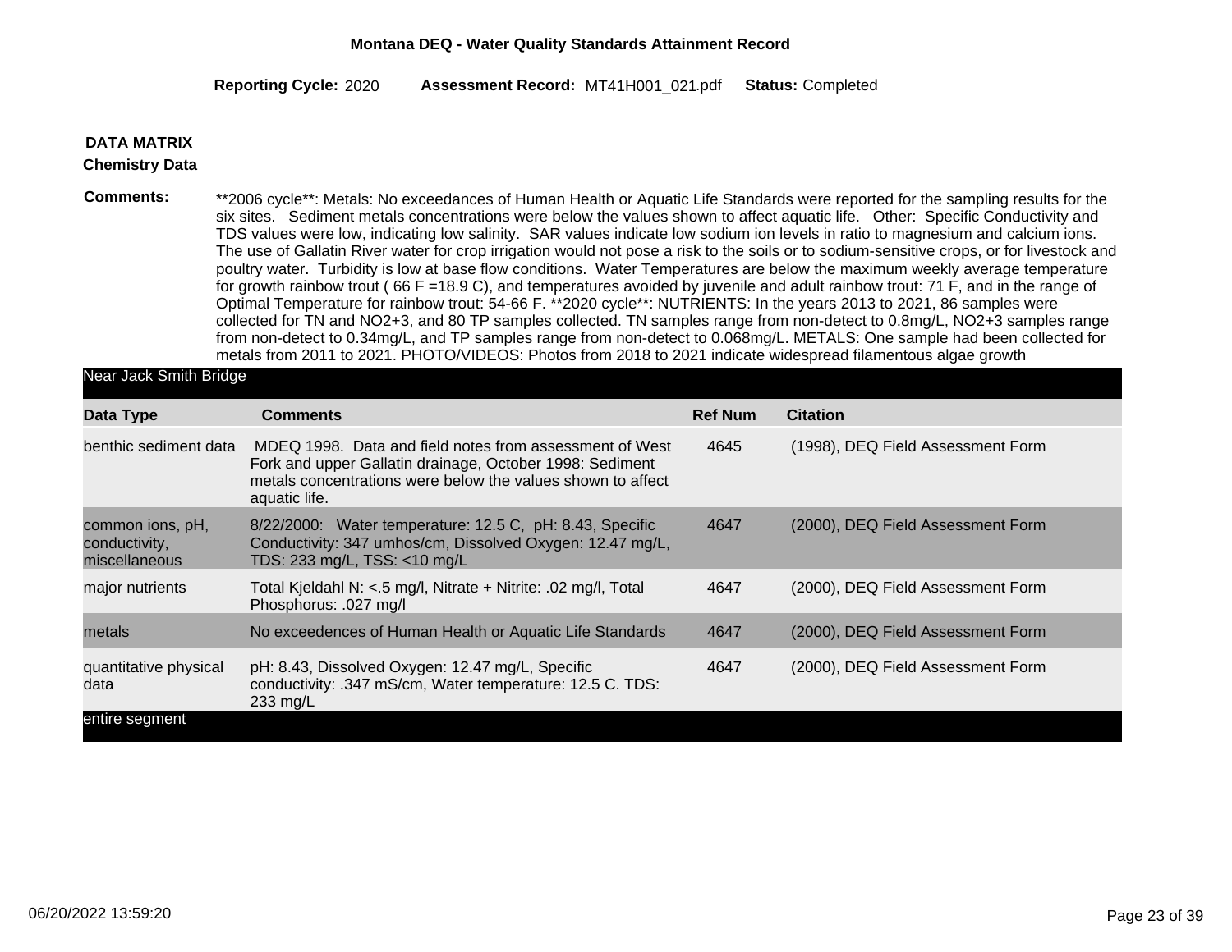**Montana DEQ - Water Quality Standards Attainment Record**

**Reporting Cycle:** 2020 **Assessment Record:** MT41H001_021.pdf **Status:** Completed

## DATA MATRIX

### Chemistry Data

**Comments:** **2006 cycle**: Metals: No exceedances of Human Health or Aquatic Life Standards were reported for the sampling results for the six sites. Sediment metals concentrations were below the values shown to affect aquatic life. Other: Specific Conductivity and TDS values were low, indicating low salinity. SAR values indicate low sodium ion levels in ratio to magnesium and calcium ions. The use of Gallatin River water for crop irrigation would not pose a risk to the soils or to sodium-sensitive crops, or for livestock and poultry water. Turbidity is low at base flow conditions. Water Temperatures are below the maximum weekly average temperature for growth rainbow trout ( 66 F =18.9 C), and temperatures avoided by juvenile and adult rainbow trout: 71 F, and in the range of Optimal Temperature for rainbow trout: 54-66 F. **2020 cycle**: NUTRIENTS: In the years 2013 to 2021, 86 samples were collected for TN and NO2+3, and 80 TP samples collected. TN samples range from non-detect to 0.8mg/L, NO2+3 samples range from non-detect to 0.34mg/L, and TP samples range from non-detect to 0.068mg/L. METALS: One sample had been collected for metals from 2011 to 2021. PHOTO/VIDEOS: Photos from 2018 to 2021 indicate widespread filamentous algae growth

**Near Jack Smith Bridge**

| Data Type | Comments | Ref Num | Citation |
|---|---|---|---|
| benthic sediment data | MDEQ 1998. Data and field notes from assessment of West Fork and upper Gallatin drainage, October 1998: Sediment metals concentrations were below the values shown to affect aquatic life. | 4645 | (1998), DEQ Field Assessment Form |
| common ions, pH, conductivity, miscellaneous | 8/22/2000: Water temperature: 12.5 C, pH: 8.43, Specific Conductivity: 347 umhos/cm, Dissolved Oxygen: 12.47 mg/L, TDS: 233 mg/L, TSS: <10 mg/L | 4647 | (2000), DEQ Field Assessment Form |
| major nutrients | Total Kjeldahl N: <.5 mg/l, Nitrate + Nitrite: .02 mg/l, Total Phosphorus: .027 mg/l | 4647 | (2000), DEQ Field Assessment Form |
| metals | No exceedences of Human Health or Aquatic Life Standards | 4647 | (2000), DEQ Field Assessment Form |
| quantitative physical data | pH: 8.43, Dissolved Oxygen: 12.47 mg/L, Specific conductivity: .347 mS/cm, Water temperature: 12.5 C. TDS: 233 mg/L | 4647 | (2000), DEQ Field Assessment Form |

**entire segment**

06/20/2022 13:59:20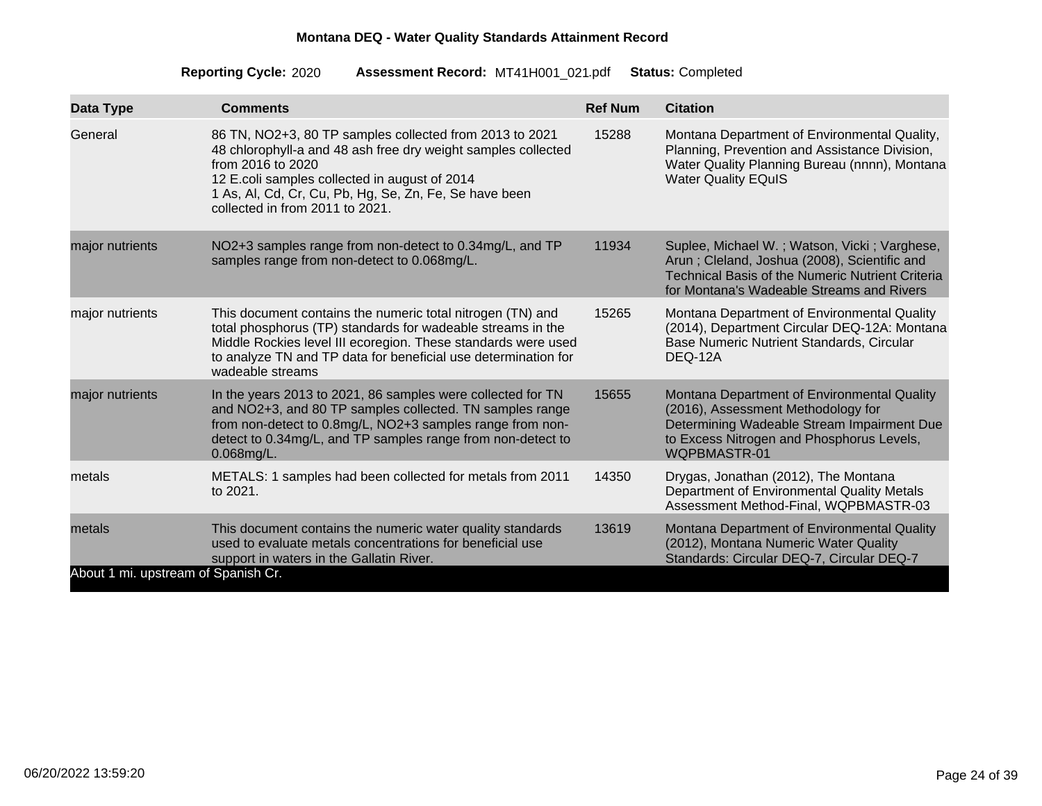**Montana DEQ - Water Quality Standards Attainment Record**

**Reporting Cycle:** 2020  **Assessment Record:** MT41H001_021.pdf  **Status:** Completed

| Data Type | Comments | Ref Num | Citation |
| --- | --- | --- | --- |
| General | 86 TN, NO2+3, 80 TP samples collected from 2013 to 2021<br>48 chlorophyll-a and 48 ash free dry weight samples collected from 2016 to 2020<br>12 E.coli samples collected in august of 2014<br>1 As, Al, Cd, Cr, Cu, Pb, Hg, Se, Zn, Fe, Se have been collected in from 2011 to 2021. | 15288 | Montana Department of Environmental Quality, Planning, Prevention and Assistance Division, Water Quality Planning Bureau (nnnn), Montana Water Quality EQuIS |
| major nutrients | NO2+3 samples range from non-detect to 0.34mg/L, and TP samples range from non-detect to 0.068mg/L. | 11934 | Suplee, Michael W. ; Watson, Vicki ; Varghese, Arun ; Cleland, Joshua (2008), Scientific and Technical Basis of the Numeric Nutrient Criteria for Montana's Wadeable Streams and Rivers |
| major nutrients | This document contains the numeric total nitrogen (TN) and total phosphorus (TP) standards for wadeable streams in the Middle Rockies level III ecoregion. These standards were used to analyze TN and TP data for beneficial use determination for wadeable streams | 15265 | Montana Department of Environmental Quality (2014), Department Circular DEQ-12A: Montana Base Numeric Nutrient Standards, Circular DEQ-12A |
| major nutrients | In the years 2013 to 2021, 86 samples were collected for TN and NO2+3, and 80 TP samples collected. TN samples range from non-detect to 0.8mg/L, NO2+3 samples range from non-detect to 0.34mg/L, and TP samples range from non-detect to 0.068mg/L. | 15655 | Montana Department of Environmental Quality (2016), Assessment Methodology for Determining Wadeable Stream Impairment Due to Excess Nitrogen and Phosphorus Levels, WQPBMASTR-01 |
| metals | METALS: 1 samples had been collected for metals from 2011 to 2021. | 14350 | Drygas, Jonathan (2012), The Montana Department of Environmental Quality Metals Assessment Method-Final, WQPBMASTR-03 |
| metals | This document contains the numeric water quality standards used to evaluate metals concentrations for beneficial use support in waters in the Gallatin River. | 13619 | Montana Department of Environmental Quality (2012), Montana Numeric Water Quality Standards: Circular DEQ-7, Circular DEQ-7 |

About 1 mi. upstream of Spanish Cr.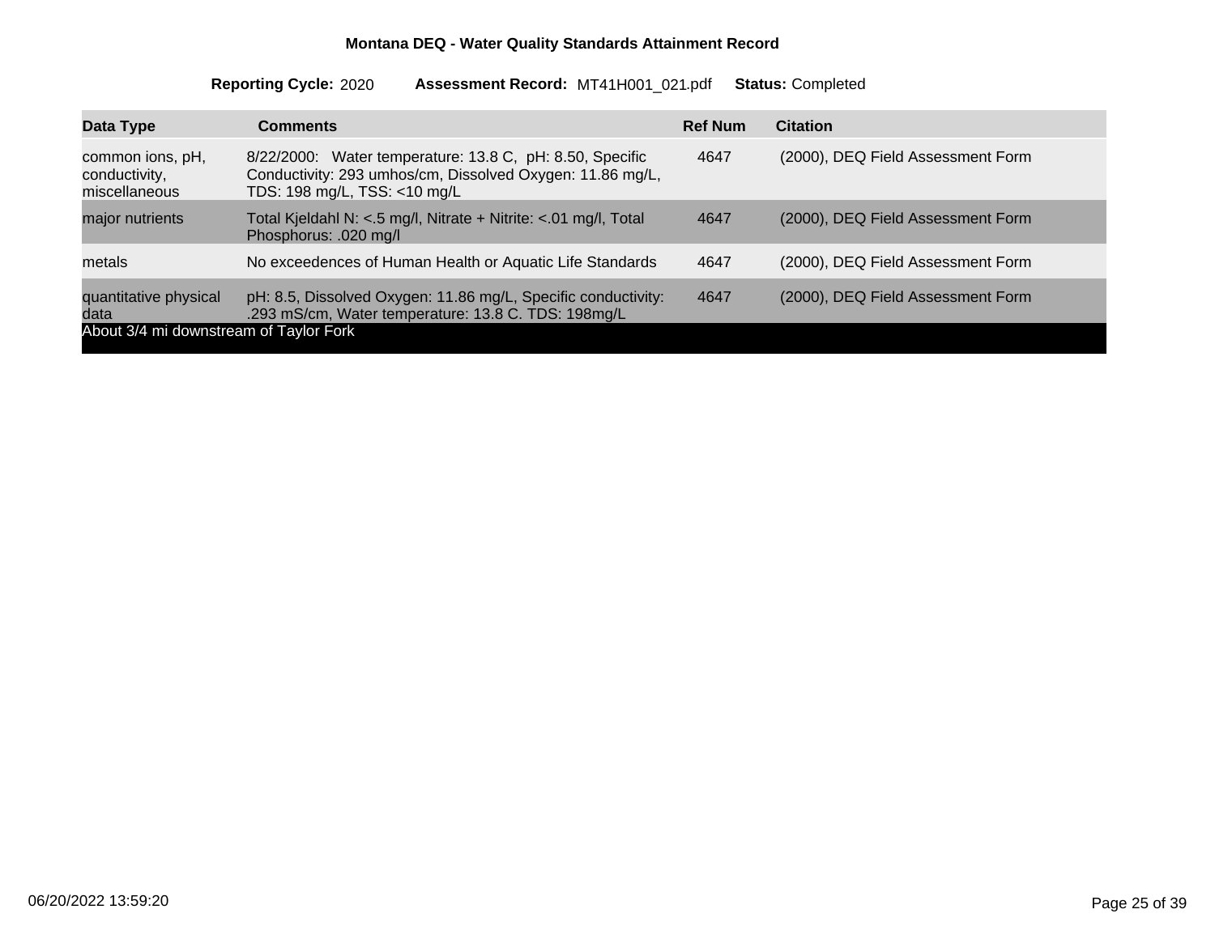**Montana DEQ - Water Quality Standards Attainment Record**

**Reporting Cycle:** 2020 **Assessment Record:** MT41H001_021.pdf **Status:** Completed

| Data Type | Comments | Ref Num | Citation |
|---|---|---|---|
| common ions, pH, conductivity, miscellaneous | 8/22/2000: Water temperature: 13.8 C, pH: 8.50, Specific Conductivity: 293 umhos/cm, Dissolved Oxygen: 11.86 mg/L, TDS: 198 mg/L, TSS: <10 mg/L | 4647 | (2000), DEQ Field Assessment Form |
| major nutrients | Total Kjeldahl N: <.5 mg/l, Nitrate + Nitrite: <.01 mg/l, Total Phosphorus: .020 mg/l | 4647 | (2000), DEQ Field Assessment Form |
| metals | No exceedences of Human Health or Aquatic Life Standards | 4647 | (2000), DEQ Field Assessment Form |
| quantitative physical data | pH: 8.5, Dissolved Oxygen: 11.86 mg/L, Specific conductivity: .293 mS/cm, Water temperature: 13.8 C. TDS: 198mg/L | 4647 | (2000), DEQ Field Assessment Form |

About 3/4 mi downstream of Taylor Fork

06/20/2022 13:59:20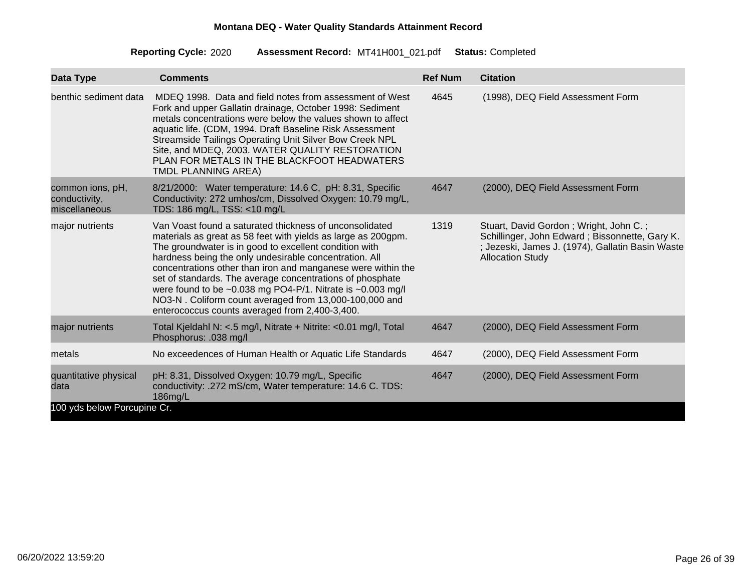**Montana DEQ - Water Quality Standards Attainment Record**

**Reporting Cycle:** 2020 **Assessment Record:** MT41H001_021.pdf **Status:** Completed

| Data Type | Comments | Ref Num | Citation |
|---|---|---|---|
| benthic sediment data | MDEQ 1998. Data and field notes from assessment of West Fork and upper Gallatin drainage, October 1998: Sediment metals concentrations were below the values shown to affect aquatic life. (CDM, 1994. Draft Baseline Risk Assessment Streamside Tailings Operating Unit Silver Bow Creek NPL Site, and MDEQ, 2003. WATER QUALITY RESTORATION PLAN FOR METALS IN THE BLACKFOOT HEADWATERS TMDL PLANNING AREA) | 4645 | (1998), DEQ Field Assessment Form |
| common ions, pH, conductivity, miscellaneous | 8/21/2000: Water temperature: 14.6 C, pH: 8.31, Specific Conductivity: 272 umhos/cm, Dissolved Oxygen: 10.79 mg/L, TDS: 186 mg/L, TSS: <10 mg/L | 4647 | (2000), DEQ Field Assessment Form |
| major nutrients | Van Voast found a saturated thickness of unconsolidated materials as great as 58 feet with yields as large as 200gpm. The groundwater is in good to excellent condition with hardness being the only undesirable concentration. All concentrations other than iron and manganese were within the set of standards. The average concentrations of phosphate were found to be ~0.038 mg PO4-P/1. Nitrate is ~0.003 mg/l NO3-N . Coliform count averaged from 13,000-100,000 and enterococcus counts averaged from 2,400-3,400. | 1319 | Stuart, David Gordon ; Wright, John C. ; Schillinger, John Edward ; Bissonnette, Gary K. ; Jezeski, James J. (1974), Gallatin Basin Waste Allocation Study |
| major nutrients | Total Kjeldahl N: <.5 mg/l, Nitrate + Nitrite: <0.01 mg/l, Total Phosphorus: .038 mg/l | 4647 | (2000), DEQ Field Assessment Form |
| metals | No exceedences of Human Health or Aquatic Life Standards | 4647 | (2000), DEQ Field Assessment Form |
| quantitative physical data | pH: 8.31, Dissolved Oxygen: 10.79 mg/L, Specific conductivity: .272 mS/cm, Water temperature: 14.6 C. TDS: 186mg/L | 4647 | (2000), DEQ Field Assessment Form |
| 100 yds below Porcupine Cr. | | | |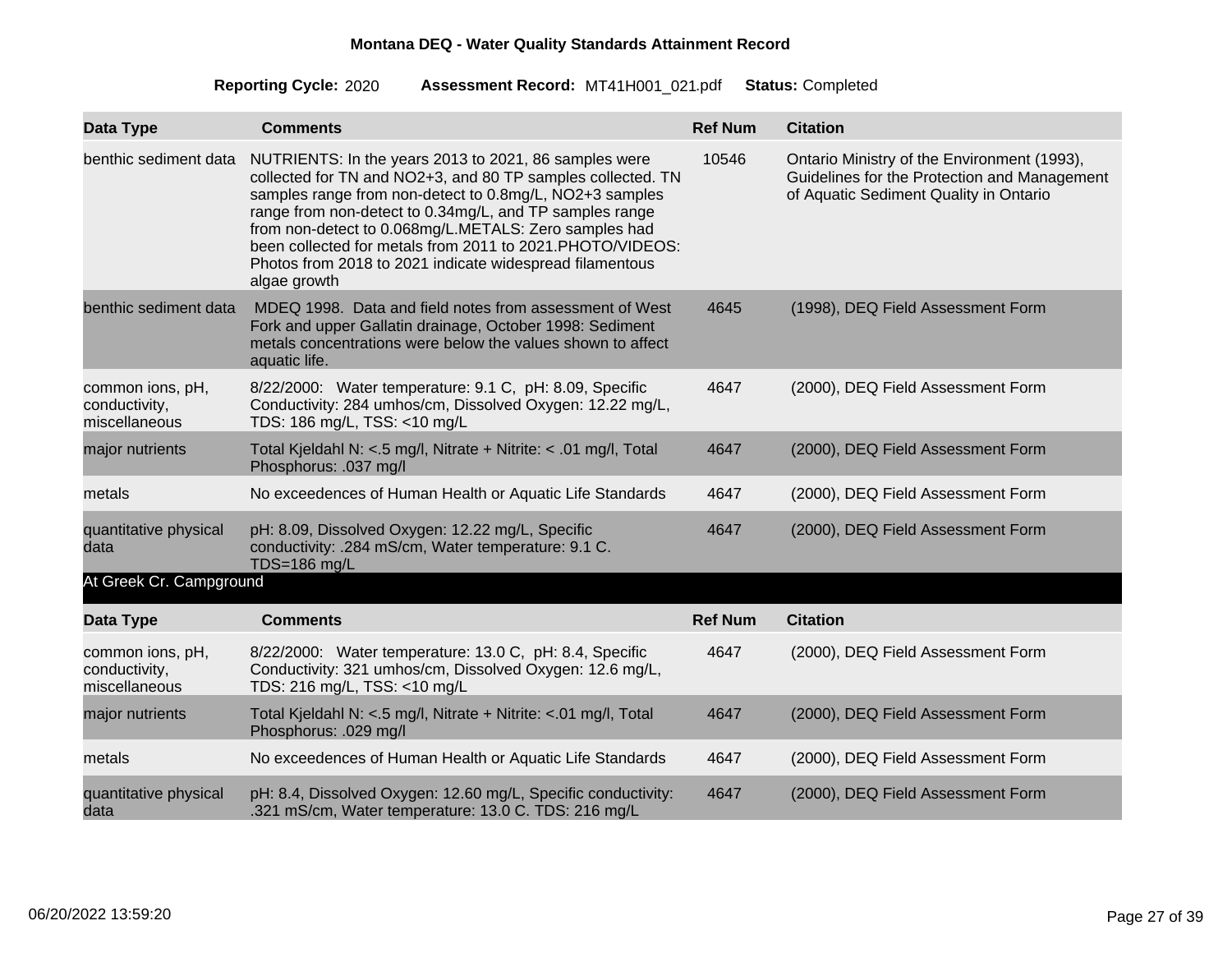**Montana DEQ - Water Quality Standards Attainment Record**

**Reporting Cycle:** 2020 **Assessment Record:** MT41H001_021.pdf **Status:** Completed

| Data Type | Comments | Ref Num | Citation |
|---|---|---|---|
| benthic sediment data | NUTRIENTS: In the years 2013 to 2021, 86 samples were collected for TN and NO2+3, and 80 TP samples collected. TN samples range from non-detect to 0.8mg/L, NO2+3 samples range from non-detect to 0.34mg/L, and TP samples range from non-detect to 0.068mg/L.METALS: Zero samples had been collected for metals from 2011 to 2021.PHOTO/VIDEOS: Photos from 2018 to 2021 indicate widespread filamentous algae growth | 10546 | Ontario Ministry of the Environment (1993), Guidelines for the Protection and Management of Aquatic Sediment Quality in Ontario |
| benthic sediment data | MDEQ 1998. Data and field notes from assessment of West Fork and upper Gallatin drainage, October 1998: Sediment metals concentrations were below the values shown to affect aquatic life. | 4645 | (1998), DEQ Field Assessment Form |
| common ions, pH, conductivity, miscellaneous | 8/22/2000: Water temperature: 9.1 C, pH: 8.09, Specific Conductivity: 284 umhos/cm, Dissolved Oxygen: 12.22 mg/L, TDS: 186 mg/L, TSS: <10 mg/L | 4647 | (2000), DEQ Field Assessment Form |
| major nutrients | Total Kjeldahl N: <.5 mg/l, Nitrate + Nitrite: < .01 mg/l, Total Phosphorus: .037 mg/l | 4647 | (2000), DEQ Field Assessment Form |
| metals | No exceedences of Human Health or Aquatic Life Standards | 4647 | (2000), DEQ Field Assessment Form |
| quantitative physical data | pH: 8.09, Dissolved Oxygen: 12.22 mg/L, Specific conductivity: .284 mS/cm, Water temperature: 9.1 C. TDS=186 mg/L | 4647 | (2000), DEQ Field Assessment Form |

**At Greek Cr. Campground**

| Data Type | Comments | Ref Num | Citation |
|---|---|---|---|
| common ions, pH, conductivity, miscellaneous | 8/22/2000: Water temperature: 13.0 C, pH: 8.4, Specific Conductivity: 321 umhos/cm, Dissolved Oxygen: 12.6 mg/L, TDS: 216 mg/L, TSS: <10 mg/L | 4647 | (2000), DEQ Field Assessment Form |
| major nutrients | Total Kjeldahl N: <.5 mg/l, Nitrate + Nitrite: <.01 mg/l, Total Phosphorus: .029 mg/l | 4647 | (2000), DEQ Field Assessment Form |
| metals | No exceedences of Human Health or Aquatic Life Standards | 4647 | (2000), DEQ Field Assessment Form |
| quantitative physical data | pH: 8.4, Dissolved Oxygen: 12.60 mg/L, Specific conductivity: .321 mS/cm, Water temperature: 13.0 C. TDS: 216 mg/L | 4647 | (2000), DEQ Field Assessment Form |

06/20/2022 13:59:20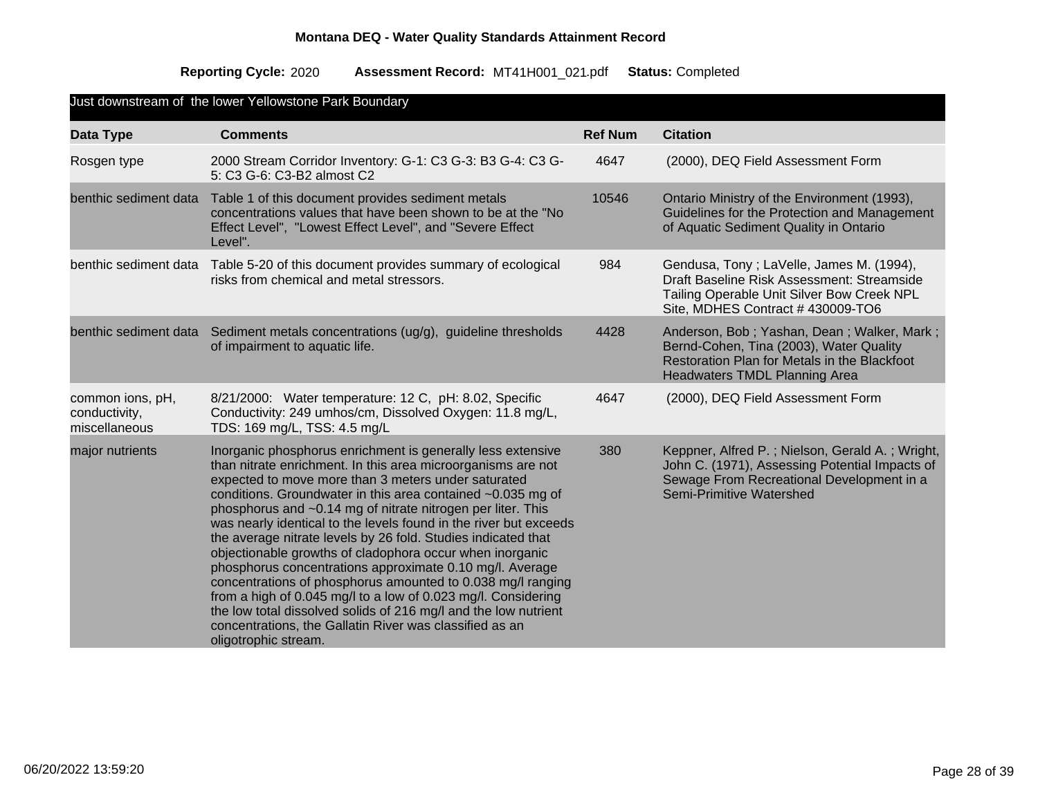# Montana DEQ - Water Quality Standards Attainment Record

**Reporting Cycle:** 2020 **Assessment Record:** MT41H001_021.pdf **Status:** Completed

**Just downstream of the lower Yellowstone Park Boundary**

| Data Type | Comments | Ref Num | Citation |
|---|---|---|---|
| Rosgen type | 2000 Stream Corridor Inventory: G-1: C3 G-3: B3 G-4: C3 G-5: C3 G-6: C3-B2 almost C2 | 4647 | (2000), DEQ Field Assessment Form |
| benthic sediment data | Table 1 of this document provides sediment metals concentrations values that have been shown to be at the "No Effect Level", "Lowest Effect Level", and "Severe Effect Level". | 10546 | Ontario Ministry of the Environment (1993), Guidelines for the Protection and Management of Aquatic Sediment Quality in Ontario |
| benthic sediment data | Table 5-20 of this document provides summary of ecological risks from chemical and metal stressors. | 984 | Gendusa, Tony ; LaVelle, James M. (1994), Draft Baseline Risk Assessment: Streamside Tailing Operable Unit Silver Bow Creek NPL Site, MDHES Contract # 430009-TO6 |
| benthic sediment data | Sediment metals concentrations (ug/g), guideline thresholds of impairment to aquatic life. | 4428 | Anderson, Bob ; Yashan, Dean ; Walker, Mark ; Bernd-Cohen, Tina (2003), Water Quality Restoration Plan for Metals in the Blackfoot Headwaters TMDL Planning Area |
| common ions, pH, conductivity, miscellaneous | 8/21/2000: Water temperature: 12 C, pH: 8.02, Specific Conductivity: 249 umhos/cm, Dissolved Oxygen: 11.8 mg/L, TDS: 169 mg/L, TSS: 4.5 mg/L | 4647 | (2000), DEQ Field Assessment Form |
| major nutrients | Inorganic phosphorus enrichment is generally less extensive than nitrate enrichment. In this area microorganisms are not expected to move more than 3 meters under saturated conditions. Groundwater in this area contained ~0.035 mg of phosphorus and ~0.14 mg of nitrate nitrogen per liter. This was nearly identical to the levels found in the river but exceeds the average nitrate levels by 26 fold. Studies indicated that objectionable growths of cladophora occur when inorganic phosphorus concentrations approximate 0.10 mg/l. Average concentrations of phosphorus amounted to 0.038 mg/l ranging from a high of 0.045 mg/l to a low of 0.023 mg/l. Considering the low total dissolved solids of 216 mg/l and the low nutrient concentrations, the Gallatin River was classified as an oligotrophic stream. | 380 | Keppner, Alfred P. ; Nielson, Gerald A. ; Wright, John C. (1971), Assessing Potential Impacts of Sewage From Recreational Development in a Semi-Primitive Watershed |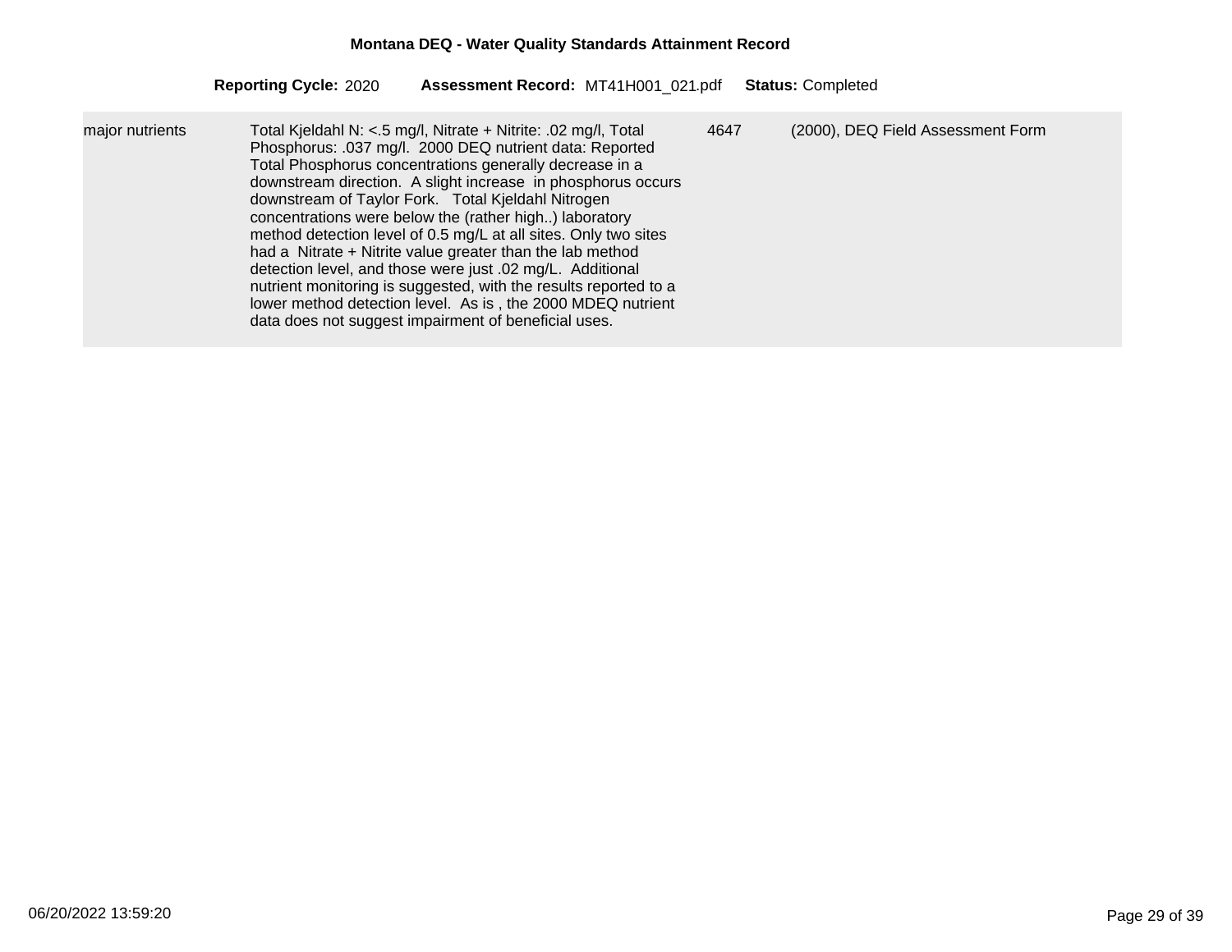**Montana DEQ - Water Quality Standards Attainment Record**

**Reporting Cycle:** 2020 **Assessment Record:** MT41H001_021.pdf **Status:** Completed

| | | | |
|---|---|---|---|
| major nutrients | Total Kjeldahl N: <.5 mg/l, Nitrate + Nitrite: .02 mg/l, Total Phosphorus: .037 mg/l. 2000 DEQ nutrient data: Reported Total Phosphorus concentrations generally decrease in a downstream direction. A slight increase in phosphorus occurs downstream of Taylor Fork. Total Kjeldahl Nitrogen concentrations were below the (rather high..) laboratory method detection level of 0.5 mg/L at all sites. Only two sites had a Nitrate + Nitrite value greater than the lab method detection level, and those were just .02 mg/L. Additional nutrient monitoring is suggested, with the results reported to a lower method detection level. As is , the 2000 MDEQ nutrient data does not suggest impairment of beneficial uses. | 4647 | (2000), DEQ Field Assessment Form |

06/20/2022 13:59:20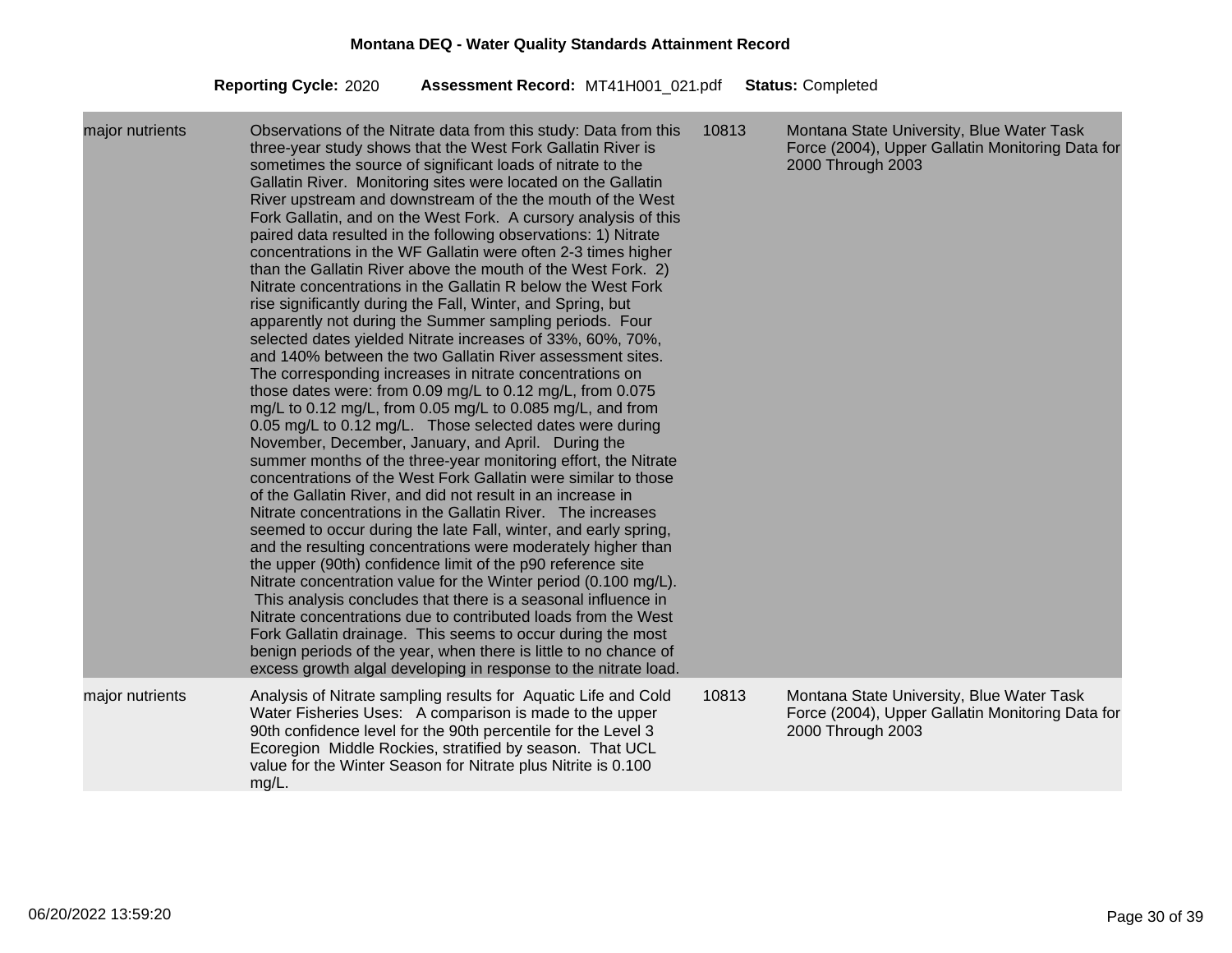**Montana DEQ - Water Quality Standards Attainment Record**

**Reporting Cycle:** 2020 **Assessment Record:** MT41H001_021.pdf **Status:** Completed

| | | | |
|---|---|---|---|
| major nutrients | Observations of the Nitrate data from this study: Data from this three-year study shows that the West Fork Gallatin River is sometimes the source of significant loads of nitrate to the Gallatin River. Monitoring sites were located on the Gallatin River upstream and downstream of the the mouth of the West Fork Gallatin, and on the West Fork. A cursory analysis of this paired data resulted in the following observations: 1) Nitrate concentrations in the WF Gallatin were often 2-3 times higher than the Gallatin River above the mouth of the West Fork. 2) Nitrate concentrations in the Gallatin R below the West Fork rise significantly during the Fall, Winter, and Spring, but apparently not during the Summer sampling periods. Four selected dates yielded Nitrate increases of 33%, 60%, 70%, and 140% between the two Gallatin River assessment sites. The corresponding increases in nitrate concentrations on those dates were: from 0.09 mg/L to 0.12 mg/L, from 0.075 mg/L to 0.12 mg/L, from 0.05 mg/L to 0.085 mg/L, and from 0.05 mg/L to 0.12 mg/L. Those selected dates were during November, December, January, and April. During the summer months of the three-year monitoring effort, the Nitrate concentrations of the West Fork Gallatin were similar to those of the Gallatin River, and did not result in an increase in Nitrate concentrations in the Gallatin River. The increases seemed to occur during the late Fall, winter, and early spring, and the resulting concentrations were moderately higher than the upper (90th) confidence limit of the p90 reference site Nitrate concentration value for the Winter period (0.100 mg/L). This analysis concludes that there is a seasonal influence in Nitrate concentrations due to contributed loads from the West Fork Gallatin drainage. This seems to occur during the most benign periods of the year, when there is little to no chance of excess growth algal developing in response to the nitrate load. | 10813 | Montana State University, Blue Water Task Force (2004), Upper Gallatin Monitoring Data for 2000 Through 2003 |
| major nutrients | Analysis of Nitrate sampling results for Aquatic Life and Cold Water Fisheries Uses: A comparison is made to the upper 90th confidence level for the 90th percentile for the Level 3 Ecoregion Middle Rockies, stratified by season. That UCL value for the Winter Season for Nitrate plus Nitrite is 0.100 mg/L. | 10813 | Montana State University, Blue Water Task Force (2004), Upper Gallatin Monitoring Data for 2000 Through 2003 |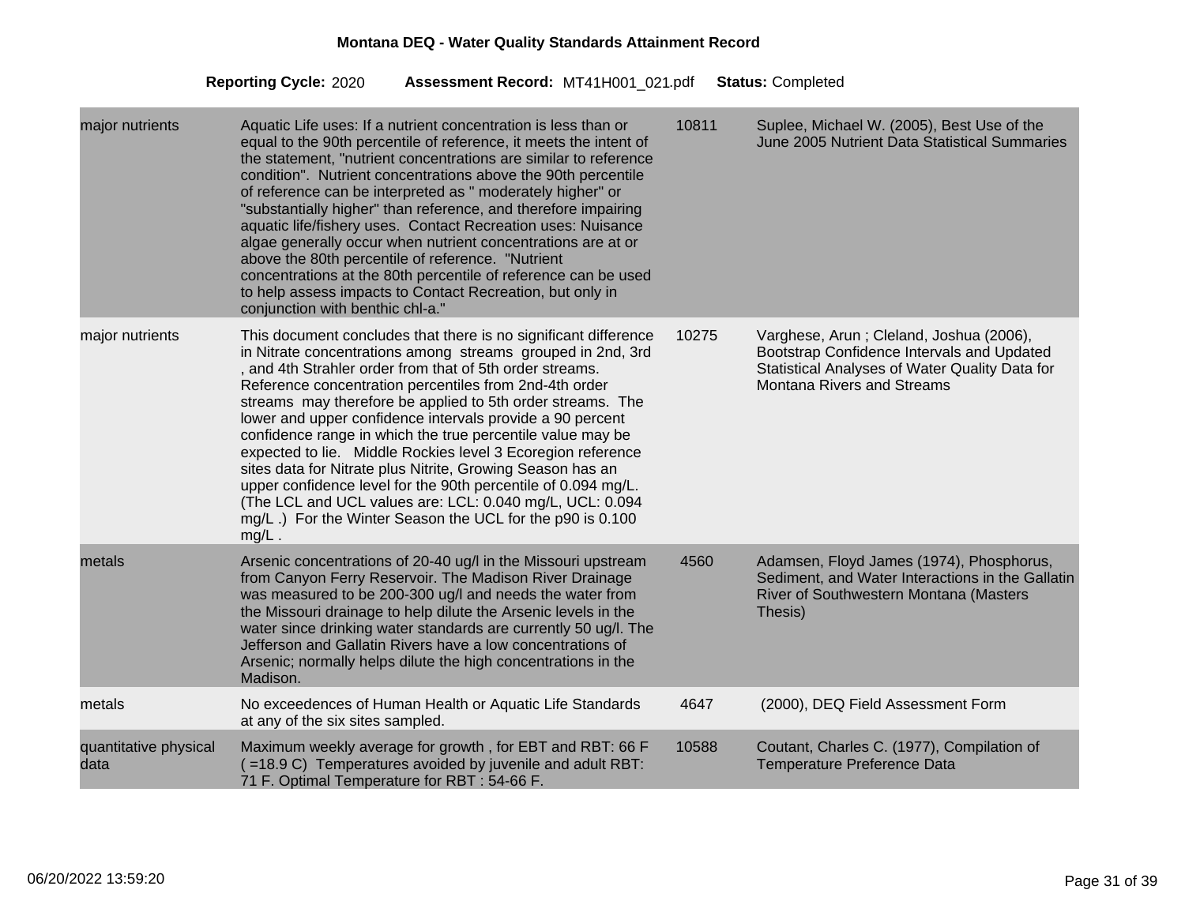**Montana DEQ - Water Quality Standards Attainment Record**

**Reporting Cycle:** 2020 **Assessment Record:** MT41H001_021.pdf **Status:** Completed

| | | | |
|---|---|---|---|
| major nutrients | Aquatic Life uses: If a nutrient concentration is less than or equal to the 90th percentile of reference, it meets the intent of the statement, "nutrient concentrations are similar to reference condition". Nutrient concentrations above the 90th percentile of reference can be interpreted as " moderately higher" or "substantially higher" than reference, and therefore impairing aquatic life/fishery uses. Contact Recreation uses: Nuisance algae generally occur when nutrient concentrations are at or above the 80th percentile of reference. "Nutrient concentrations at the 80th percentile of reference can be used to help assess impacts to Contact Recreation, but only in conjunction with benthic chl-a." | 10811 | Suplee, Michael W. (2005), Best Use of the June 2005 Nutrient Data Statistical Summaries |
| major nutrients | This document concludes that there is no significant difference in Nitrate concentrations among streams grouped in 2nd, 3rd , and 4th Strahler order from that of 5th order streams. Reference concentration percentiles from 2nd-4th order streams may therefore be applied to 5th order streams. The lower and upper confidence intervals provide a 90 percent confidence range in which the true percentile value may be expected to lie. Middle Rockies level 3 Ecoregion reference sites data for Nitrate plus Nitrite, Growing Season has an upper confidence level for the 90th percentile of 0.094 mg/L. (The LCL and UCL values are: LCL: 0.040 mg/L, UCL: 0.094 mg/L .) For the Winter Season the UCL for the p90 is 0.100 mg/L . | 10275 | Varghese, Arun ; Cleland, Joshua (2006), Bootstrap Confidence Intervals and Updated Statistical Analyses of Water Quality Data for Montana Rivers and Streams |
| metals | Arsenic concentrations of 20-40 ug/l in the Missouri upstream from Canyon Ferry Reservoir. The Madison River Drainage was measured to be 200-300 ug/l and needs the water from the Missouri drainage to help dilute the Arsenic levels in the water since drinking water standards are currently 50 ug/l. The Jefferson and Gallatin Rivers have a low concentrations of Arsenic; normally helps dilute the high concentrations in the Madison. | 4560 | Adamsen, Floyd James (1974), Phosphorus, Sediment, and Water Interactions in the Gallatin River of Southwestern Montana (Masters Thesis) |
| metals | No exceedences of Human Health or Aquatic Life Standards at any of the six sites sampled. | 4647 | (2000), DEQ Field Assessment Form |
| quantitative physical data | Maximum weekly average for growth , for EBT and RBT: 66 F ( =18.9 C) Temperatures avoided by juvenile and adult RBT: 71 F. Optimal Temperature for RBT : 54-66 F. | 10588 | Coutant, Charles C. (1977), Compilation of Temperature Preference Data |

06/20/2022 13:59:20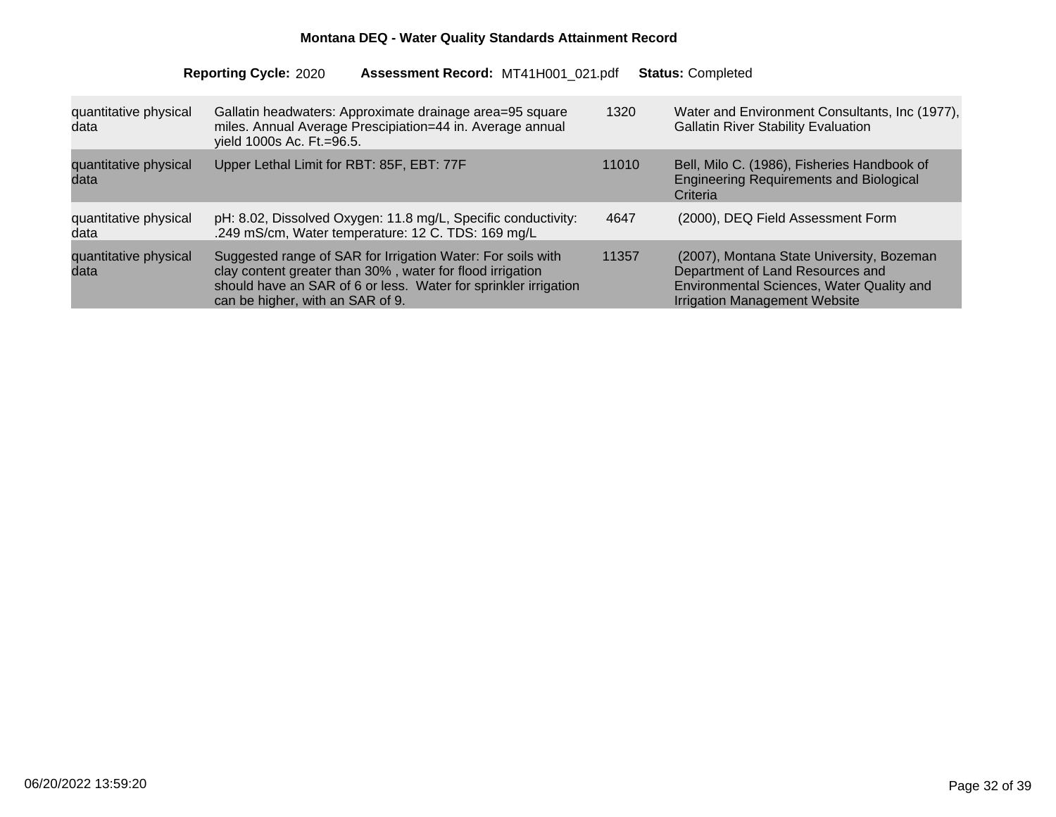**Montana DEQ - Water Quality Standards Attainment Record**

**Reporting Cycle:** 2020 **Assessment Record:** MT41H001_021.pdf **Status:** Completed

| | | | |
|---|---|---|---|
| quantitative physical data | Gallatin headwaters: Approximate drainage area=95 square miles. Annual Average Prescipiation=44 in. Average annual yield 1000s Ac. Ft.=96.5. | 1320 | Water and Environment Consultants, Inc (1977), Gallatin River Stability Evaluation |
| quantitative physical data | Upper Lethal Limit for RBT: 85F, EBT: 77F | 11010 | Bell, Milo C. (1986), Fisheries Handbook of Engineering Requirements and Biological Criteria |
| quantitative physical data | pH: 8.02, Dissolved Oxygen: 11.8 mg/L, Specific conductivity: .249 mS/cm, Water temperature: 12 C. TDS: 169 mg/L | 4647 | (2000), DEQ Field Assessment Form |
| quantitative physical data | Suggested range of SAR for Irrigation Water: For soils with clay content greater than 30% , water for flood irrigation should have an SAR of 6 or less. Water for sprinkler irrigation can be higher, with an SAR of 9. | 11357 | (2007), Montana State University, Bozeman Department of Land Resources and Environmental Sciences, Water Quality and Irrigation Management Website |

06/20/2022 13:59:20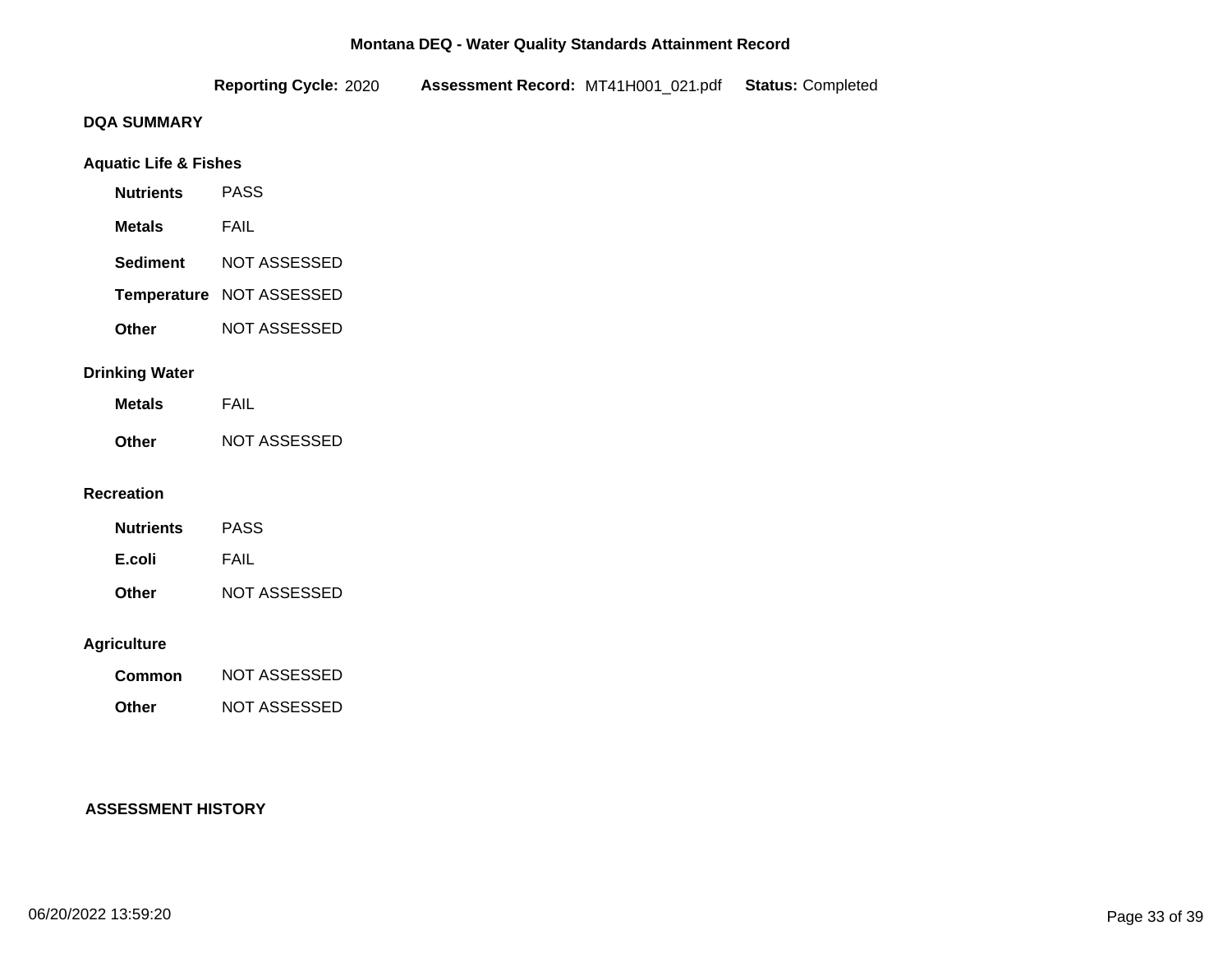**Montana DEQ - Water Quality Standards Attainment Record**

**Reporting Cycle:** 2020 **Assessment Record:** MT41H001_021.pdf **Status:** Completed

## DQA SUMMARY

### Aquatic Life & Fishes

| | |
|---|---|
| **Nutrients** | PASS |
| **Metals** | FAIL |
| **Sediment** | NOT ASSESSED |
| **Temperature** | NOT ASSESSED |
| **Other** | NOT ASSESSED |

### Drinking Water

| | |
|---|---|
| **Metals** | FAIL |
| **Other** | NOT ASSESSED |

### Recreation

| | |
|---|---|
| **Nutrients** | PASS |
| **E.coli** | FAIL |
| **Other** | NOT ASSESSED |

### Agriculture

| | |
|---|---|
| **Common** | NOT ASSESSED |
| **Other** | NOT ASSESSED |

## ASSESSMENT HISTORY

06/20/2022 13:59:20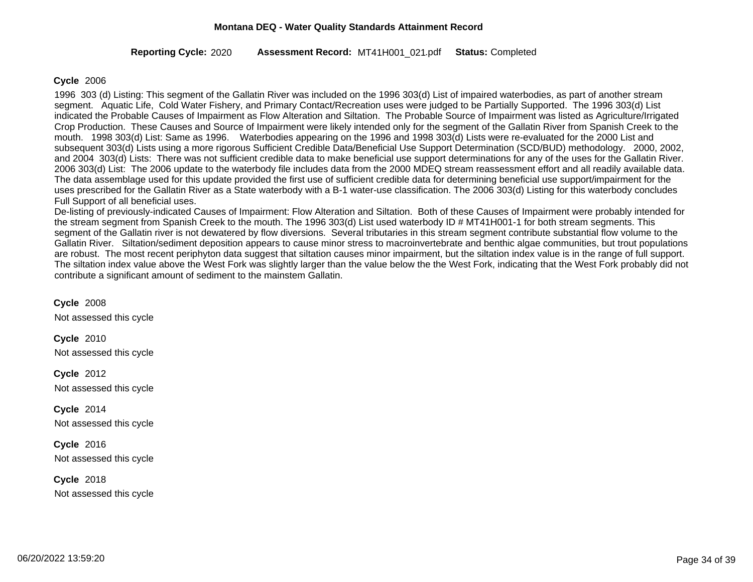**Montana DEQ - Water Quality Standards Attainment Record**

**Reporting Cycle:** 2020 **Assessment Record:** MT41H001_021.pdf **Status:** Completed

**Cycle** 2006

1996 303 (d) Listing: This segment of the Gallatin River was included on the 1996 303(d) List of impaired waterbodies, as part of another stream segment. Aquatic Life, Cold Water Fishery, and Primary Contact/Recreation uses were judged to be Partially Supported. The 1996 303(d) List indicated the Probable Causes of Impairment as Flow Alteration and Siltation. The Probable Source of Impairment was listed as Agriculture/Irrigated Crop Production. These Causes and Source of Impairment were likely intended only for the segment of the Gallatin River from Spanish Creek to the mouth. 1998 303(d) List: Same as 1996. Waterbodies appearing on the 1996 and 1998 303(d) Lists were re-evaluated for the 2000 List and subsequent 303(d) Lists using a more rigorous Sufficient Credible Data/Beneficial Use Support Determination (SCD/BUD) methodology. 2000, 2002, and 2004 303(d) Lists: There was not sufficient credible data to make beneficial use support determinations for any of the uses for the Gallatin River. 2006 303(d) List: The 2006 update to the waterbody file includes data from the 2000 MDEQ stream reassessment effort and all readily available data. The data assemblage used for this update provided the first use of sufficient credible data for determining beneficial use support/impairment for the uses prescribed for the Gallatin River as a State waterbody with a B-1 water-use classification. The 2006 303(d) Listing for this waterbody concludes Full Support of all beneficial uses.
De-listing of previously-indicated Causes of Impairment: Flow Alteration and Siltation. Both of these Causes of Impairment were probably intended for the stream segment from Spanish Creek to the mouth. The 1996 303(d) List used waterbody ID # MT41H001-1 for both stream segments. This segment of the Gallatin river is not dewatered by flow diversions. Several tributaries in this stream segment contribute substantial flow volume to the Gallatin River. Siltation/sediment deposition appears to cause minor stress to macroinvertebrate and benthic algae communities, but trout populations are robust. The most recent periphyton data suggest that siltation causes minor impairment, but the siltation index value is in the range of full support. The siltation index value above the West Fork was slightly larger than the value below the the West Fork, indicating that the West Fork probably did not contribute a significant amount of sediment to the mainstem Gallatin.

**Cycle** 2008

Not assessed this cycle

**Cycle** 2010

Not assessed this cycle

**Cycle** 2012

Not assessed this cycle

**Cycle** 2014

Not assessed this cycle

**Cycle** 2016

Not assessed this cycle

**Cycle** 2018

Not assessed this cycle

06/20/2022 13:59:20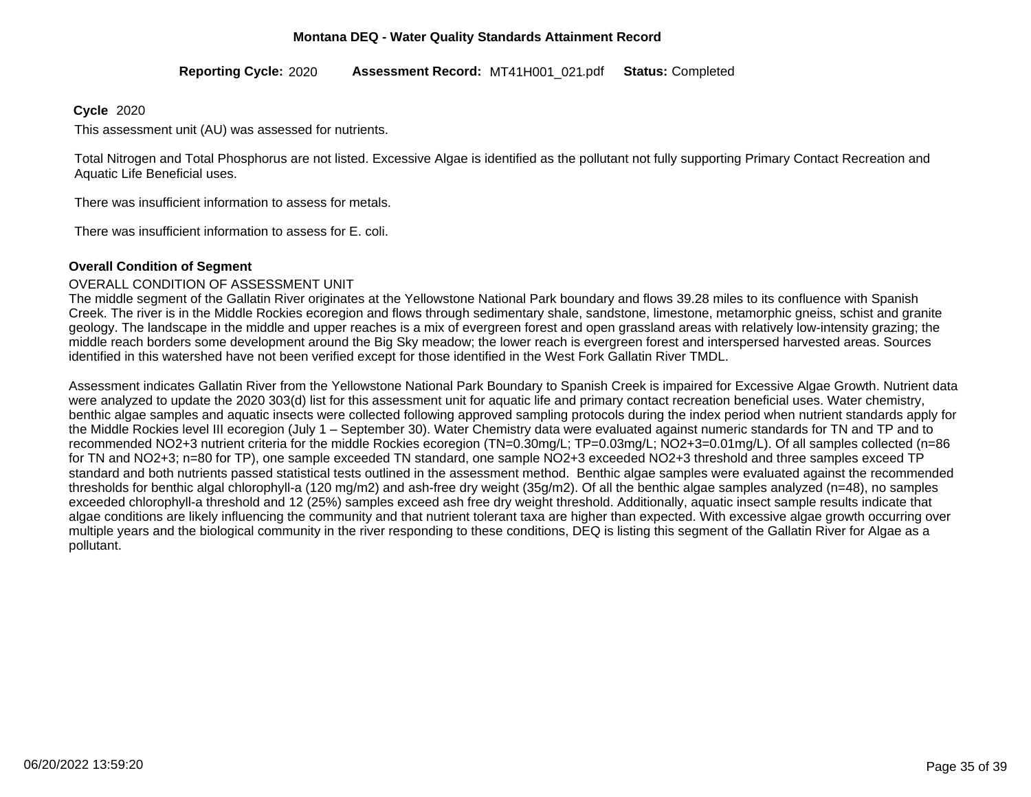**Montana DEQ - Water Quality Standards Attainment Record**

**Reporting Cycle:** 2020 **Assessment Record:** MT41H001_021.pdf **Status:** Completed

**Cycle** 2020

This assessment unit (AU) was assessed for nutrients.

Total Nitrogen and Total Phosphorus are not listed. Excessive Algae is identified as the pollutant not fully supporting Primary Contact Recreation and Aquatic Life Beneficial uses.

There was insufficient information to assess for metals.

There was insufficient information to assess for E. coli.

**Overall Condition of Segment**

OVERALL CONDITION OF ASSESSMENT UNIT
The middle segment of the Gallatin River originates at the Yellowstone National Park boundary and flows 39.28 miles to its confluence with Spanish Creek. The river is in the Middle Rockies ecoregion and flows through sedimentary shale, sandstone, limestone, metamorphic gneiss, schist and granite geology. The landscape in the middle and upper reaches is a mix of evergreen forest and open grassland areas with relatively low-intensity grazing; the middle reach borders some development around the Big Sky meadow; the lower reach is evergreen forest and interspersed harvested areas. Sources identified in this watershed have not been verified except for those identified in the West Fork Gallatin River TMDL.

Assessment indicates Gallatin River from the Yellowstone National Park Boundary to Spanish Creek is impaired for Excessive Algae Growth. Nutrient data were analyzed to update the 2020 303(d) list for this assessment unit for aquatic life and primary contact recreation beneficial uses. Water chemistry, benthic algae samples and aquatic insects were collected following approved sampling protocols during the index period when nutrient standards apply for the Middle Rockies level III ecoregion (July 1 – September 30). Water Chemistry data were evaluated against numeric standards for TN and TP and to recommended NO2+3 nutrient criteria for the middle Rockies ecoregion (TN=0.30mg/L; TP=0.03mg/L; NO2+3=0.01mg/L). Of all samples collected (n=86 for TN and NO2+3; n=80 for TP), one sample exceeded TN standard, one sample NO2+3 exceeded NO2+3 threshold and three samples exceed TP standard and both nutrients passed statistical tests outlined in the assessment method. Benthic algae samples were evaluated against the recommended thresholds for benthic algal chlorophyll-a (120 mg/m2) and ash-free dry weight (35g/m2). Of all the benthic algae samples analyzed (n=48), no samples exceeded chlorophyll-a threshold and 12 (25%) samples exceed ash free dry weight threshold. Additionally, aquatic insect sample results indicate that algae conditions are likely influencing the community and that nutrient tolerant taxa are higher than expected. With excessive algae growth occurring over multiple years and the biological community in the river responding to these conditions, DEQ is listing this segment of the Gallatin River for Algae as a pollutant.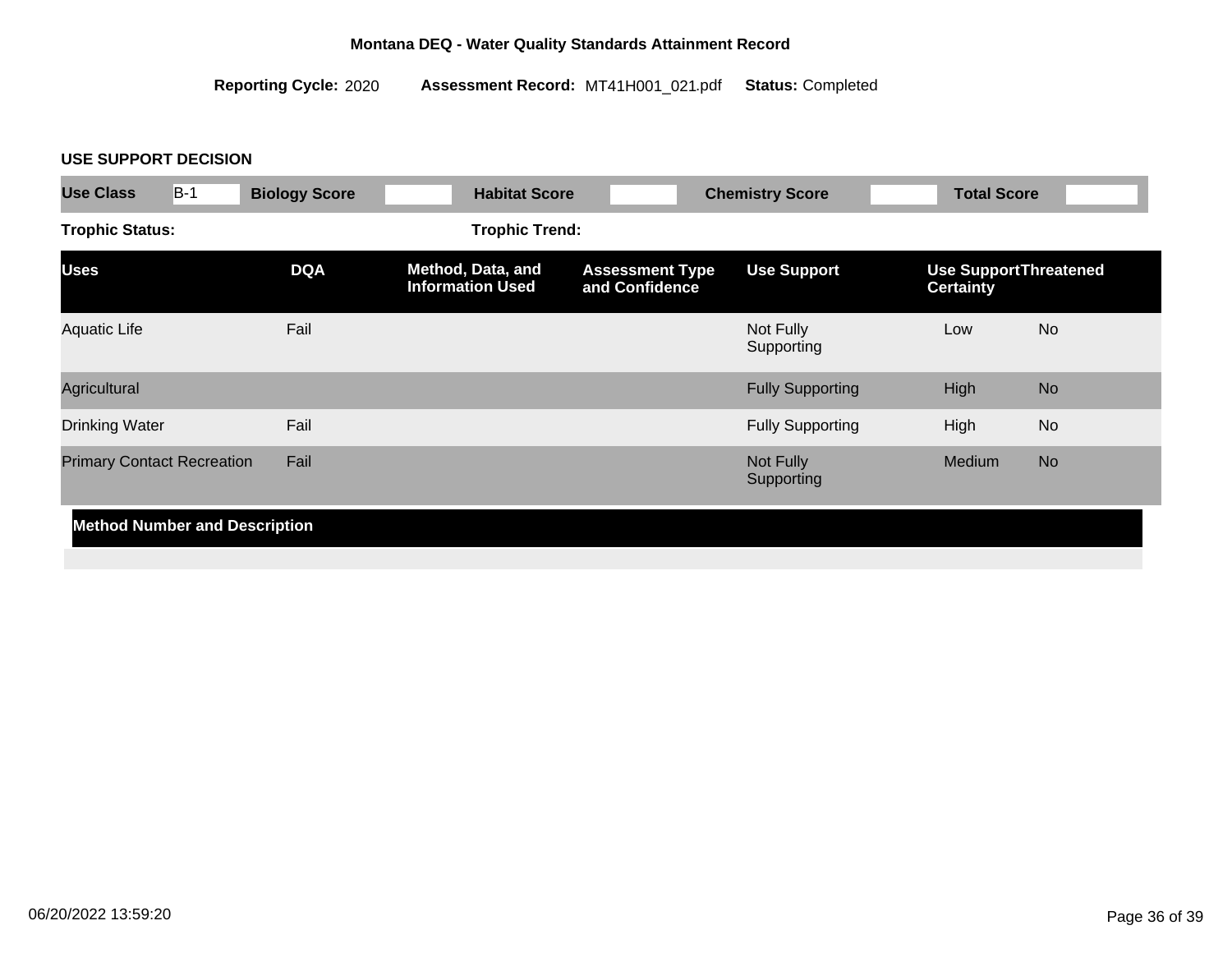**Montana DEQ - Water Quality Standards Attainment Record**

**Reporting Cycle:** 2020 **Assessment Record:** MT41H001_021.pdf **Status:** Completed

### USE SUPPORT DECISION

| Use Class | B-1 | Biology Score | | Habitat Score | | Chemistry Score | | Total Score | |
|---|---|---|---|---|---|---|---|---|---|

**Trophic Status:** **Trophic Trend:**

| Uses | DQA | Method, Data, and Information Used | Assessment Type and Confidence | Use Support | Use Support Certainty | Threatened |
|---|---|---|---|---|---|---|
| Aquatic Life | Fail | | | Not Fully Supporting | Low | No |
| Agricultural | | | | Fully Supporting | High | No |
| Drinking Water | Fail | | | Fully Supporting | High | No |
| Primary Contact Recreation | Fail | | | Not Fully Supporting | Medium | No |

| Method Number and Description |
|---|
| |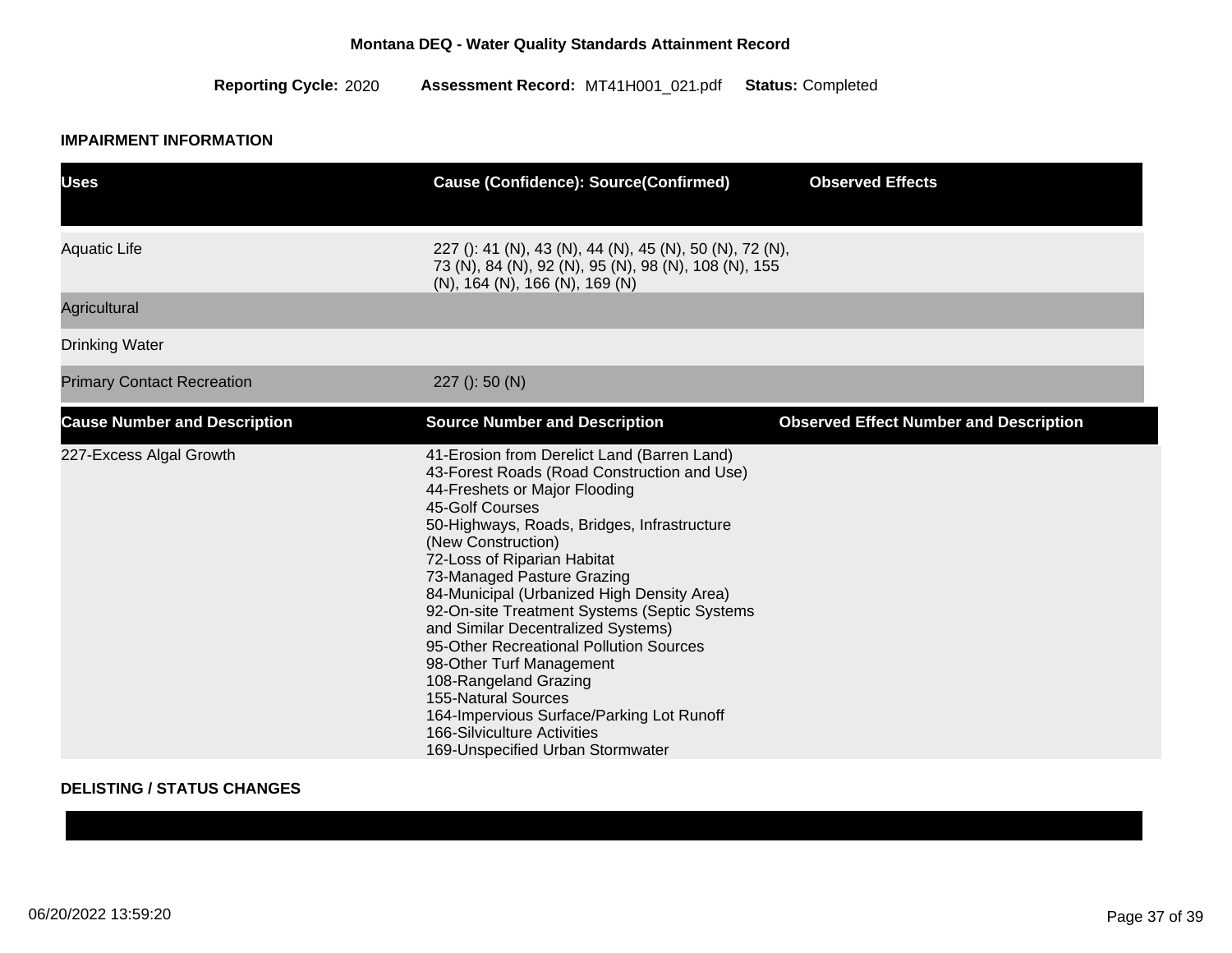**Montana DEQ - Water Quality Standards Attainment Record**

**Reporting Cycle:** 2020 **Assessment Record:** MT41H001_021.pdf **Status:** Completed

### IMPAIRMENT INFORMATION

| Uses | Cause (Confidence): Source(Confirmed) | Observed Effects |
|---|---|---|
| Aquatic Life | 227 (): 41 (N), 43 (N), 44 (N), 45 (N), 50 (N), 72 (N), 73 (N), 84 (N), 92 (N), 95 (N), 98 (N), 108 (N), 155 (N), 164 (N), 166 (N), 169 (N) | |
| Agricultural | | |
| Drinking Water | | |
| Primary Contact Recreation | 227 (): 50 (N) | |

| Cause Number and Description | Source Number and Description | Observed Effect Number and Description |
|---|---|---|
| 227-Excess Algal Growth | 41-Erosion from Derelict Land (Barren Land)<br>43-Forest Roads (Road Construction and Use)<br>44-Freshets or Major Flooding<br>45-Golf Courses<br>50-Highways, Roads, Bridges, Infrastructure (New Construction)<br>72-Loss of Riparian Habitat<br>73-Managed Pasture Grazing<br>84-Municipal (Urbanized High Density Area)<br>92-On-site Treatment Systems (Septic Systems and Similar Decentralized Systems)<br>95-Other Recreational Pollution Sources<br>98-Other Turf Management<br>108-Rangeland Grazing<br>155-Natural Sources<br>164-Impervious Surface/Parking Lot Runoff<br>166-Silviculture Activities<br>169-Unspecified Urban Stormwater | |

### DELISTING / STATUS CHANGES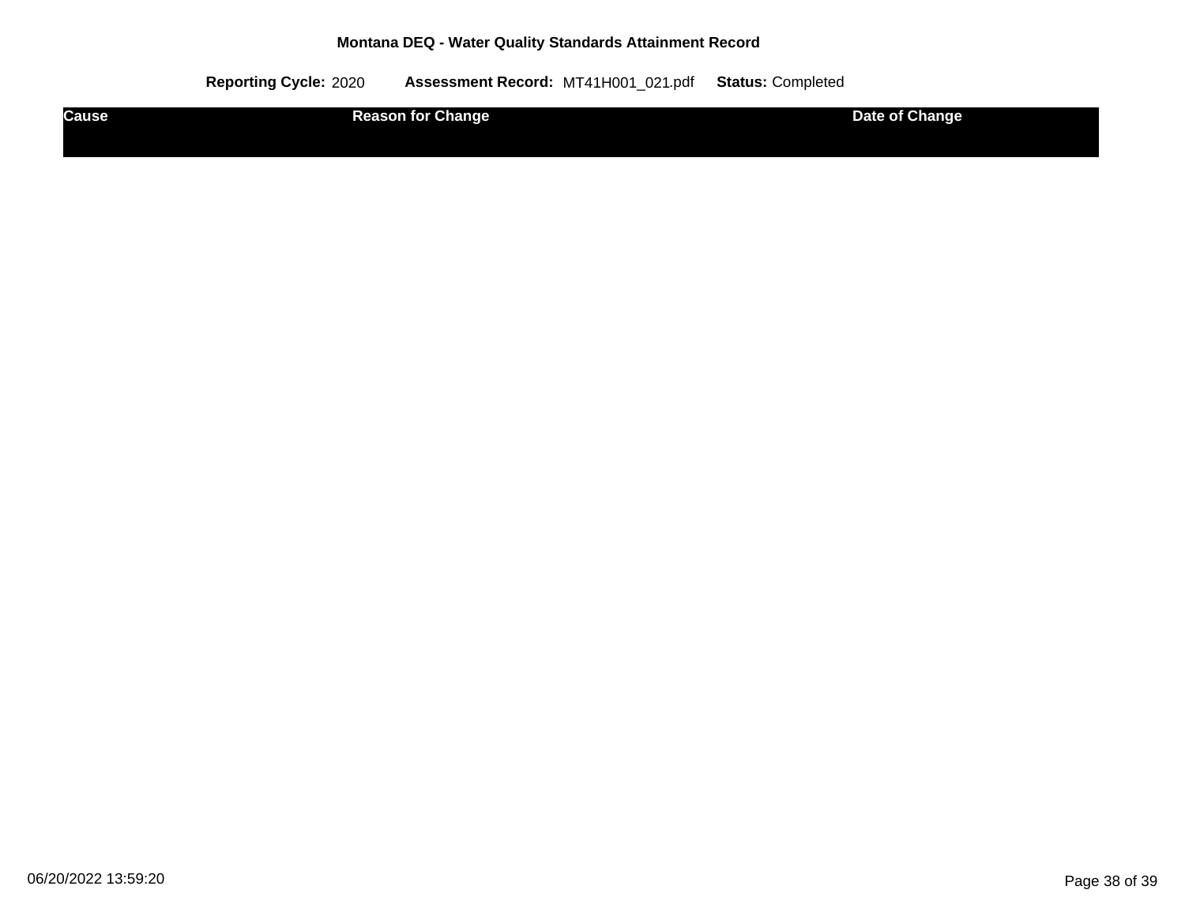**Montana DEQ - Water Quality Standards Attainment Record**

**Reporting Cycle:** 2020 **Assessment Record:** MT41H001_021.pdf **Status:** Completed

| Cause | Reason for Change | Date of Change |
|---|---|---|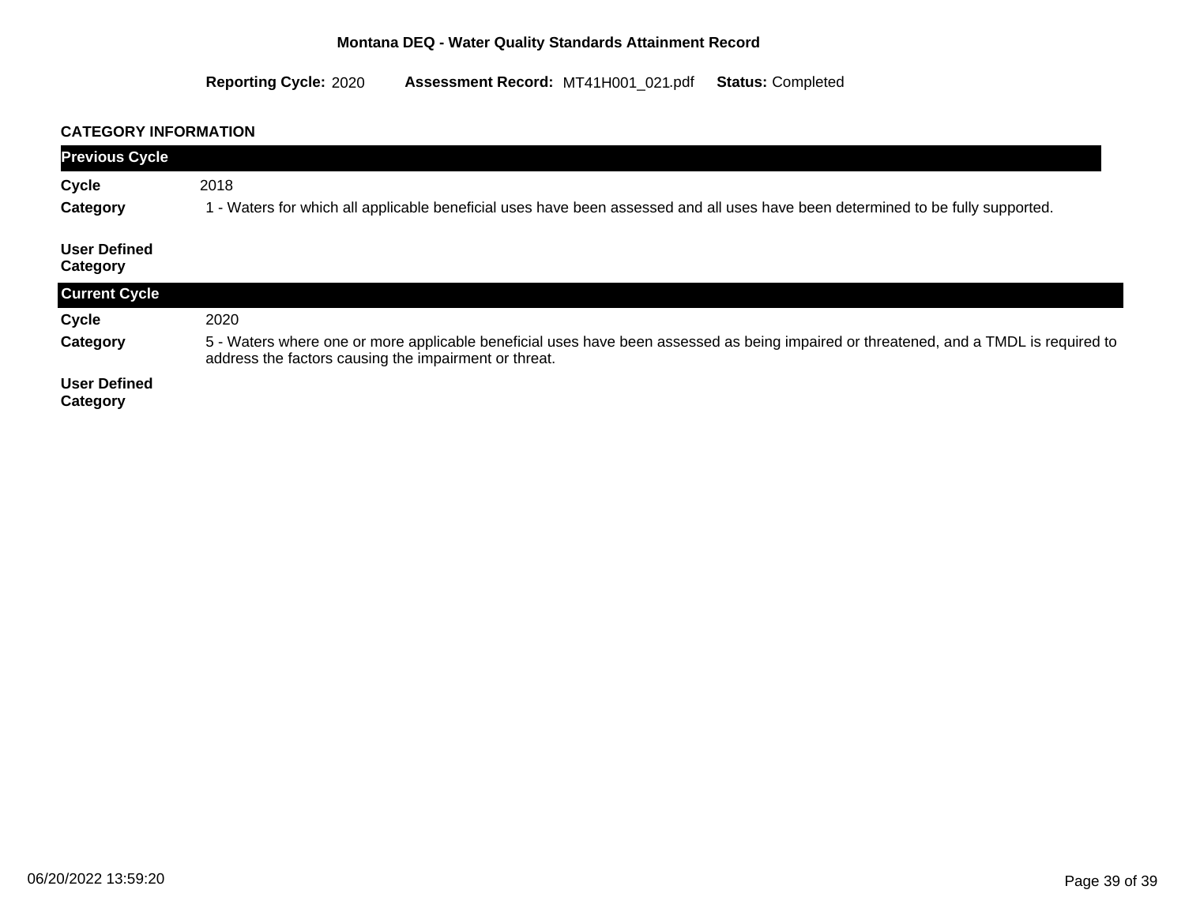**Reporting Cycle:** 2020 **Assessment Record:** MT41H001_021.pdf **Status:** Completed

### CATEGORY INFORMATION

**Previous Cycle**

| | |
|---|---|
| **Cycle** | 2018 |
| **Category** | 1 - Waters for which all applicable beneficial uses have been assessed and all uses have been determined to be fully supported. |
| **User Defined Category** | |

**Current Cycle**

| | |
|---|---|
| **Cycle** | 2020 |
| **Category** | 5 - Waters where one or more applicable beneficial uses have been assessed as being impaired or threatened, and a TMDL is required to address the factors causing the impairment or threat. |
| **User Defined Category** | |